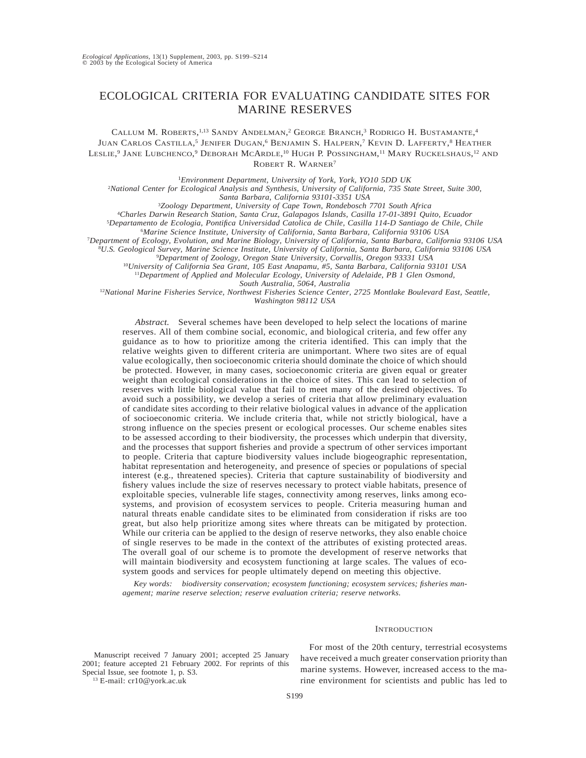# ECOLOGICAL CRITERIA FOR EVALUATING CANDIDATE SITES FOR MARINE RESERVES

Callum M. Roberts,[1,13] Sandy Andelman,[2] George Branch,[3] Rodrigo H. Bustamante,[4] Juan Carlos Castilla,[5] Jenifer Dugan,[6] Benjamin S. Halpern,[7] Kevin D. Lafferty,[8] Heather Leslie,[9] Jane Lubchenco,[9] Deborah McArdle,[10] Hugh P. Possingham,[11] Mary Ruckelshaus,[12] and Robert R. Warner[7]

[1]*Environment Department, University of York, York, YO10 5DD UK*
[2]*National Center for Ecological Analysis and Synthesis, University of California, 735 State Street, Suite 300, Santa Barbara, California 93101-3351 USA*
[3]*Zoology Department, University of Cape Town, Rondebosch 7701 South Africa*
[4]*Charles Darwin Research Station, Santa Cruz, Galapagos Islands, Casilla 17-01-3891 Quito, Ecuador*
[5]*Departamento de Ecologia, Pontifica Universidad Catolica de Chile, Casilla 114-D Santiago de Chile, Chile*
[6]*Marine Science Institute, University of California, Santa Barbara, California 93106 USA*
[7]*Department of Ecology, Evolution, and Marine Biology, University of California, Santa Barbara, California 93106 USA*
[8]*U.S. Geological Survey, Marine Science Institute, University of California, Santa Barbara, California 93106 USA*
[9]*Department of Zoology, Oregon State University, Corvallis, Oregon 93331 USA*
[10]*University of California Sea Grant, 105 East Anapamu, #5, Santa Barbara, California 93101 USA*
[11]*Department of Applied and Molecular Ecology, University of Adelaide, PB 1 Glen Osmond, South Australia, 5064, Australia*
[12]*National Marine Fisheries Service, Northwest Fisheries Science Center, 2725 Montlake Boulevard East, Seattle, Washington 98112 USA*

*Abstract.* Several schemes have been developed to help select the locations of marine reserves. All of them combine social, economic, and biological criteria, and few offer any guidance as to how to prioritize among the criteria identified. This can imply that the relative weights given to different criteria are unimportant. Where two sites are of equal value ecologically, then socioeconomic criteria should dominate the choice of which should be protected. However, in many cases, socioeconomic criteria are given equal or greater weight than ecological considerations in the choice of sites. This can lead to selection of reserves with little biological value that fail to meet many of the desired objectives. To avoid such a possibility, we develop a series of criteria that allow preliminary evaluation of candidate sites according to their relative biological values in advance of the application of socioeconomic criteria. We include criteria that, while not strictly biological, have a strong influence on the species present or ecological processes. Our scheme enables sites to be assessed according to their biodiversity, the processes which underpin that diversity, and the processes that support fisheries and provide a spectrum of other services important to people. Criteria that capture biodiversity values include biogeographic representation, habitat representation and heterogeneity, and presence of species or populations of special interest (e.g., threatened species). Criteria that capture sustainability of biodiversity and fishery values include the size of reserves necessary to protect viable habitats, presence of exploitable species, vulnerable life stages, connectivity among reserves, links among ecosystems, and provision of ecosystem services to people. Criteria measuring human and natural threats enable candidate sites to be eliminated from consideration if risks are too great, but also help prioritize among sites where threats can be mitigated by protection. While our criteria can be applied to the design of reserve networks, they also enable choice of single reserves to be made in the context of the attributes of existing protected areas. The overall goal of our scheme is to promote the development of reserve networks that will maintain biodiversity and ecosystem functioning at large scales. The values of ecosystem goods and services for people ultimately depend on meeting this objective.

*Key words: biodiversity conservation; ecosystem functioning; ecosystem services; fisheries management; marine reserve selection; reserve evaluation criteria; reserve networks.*

## Introduction

For most of the 20th century, terrestrial ecosystems have received a much greater conservation priority than marine systems. However, increased access to the marine environment for scientists and public has led to

Manuscript received 7 January 2001; accepted 25 January 2001; feature accepted 21 February 2002. For reprints of this Special Issue, see footnote 1, p. S3.

[13] E-mail: cr10@york.ac.uk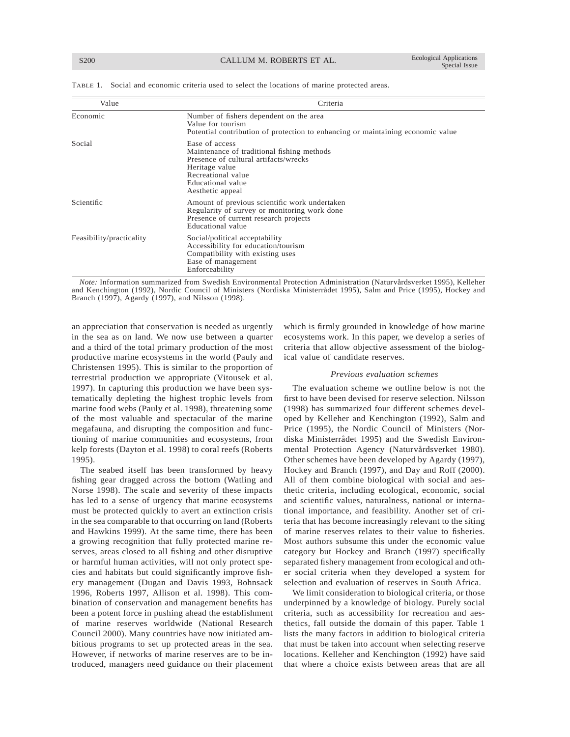TABLE 1. Social and economic criteria used to select the locations of marine protected areas.

| Value | Criteria |
|---|---|
| Economic | Number of fishers dependent on the area<br>Value for tourism<br>Potential contribution of protection to enhancing or maintaining economic value |
| Social | Ease of access<br>Maintenance of traditional fishing methods<br>Presence of cultural artifacts/wrecks<br>Heritage value<br>Recreational value<br>Educational value<br>Aesthetic appeal |
| Scientific | Amount of previous scientific work undertaken<br>Regularity of survey or monitoring work done<br>Presence of current research projects<br>Educational value |
| Feasibility/practicality | Social/political acceptability<br>Accessibility for education/tourism<br>Compatibility with existing uses<br>Ease of management<br>Enforceability |

*Note:* Information summarized from Swedish Environmental Protection Administration (Naturvårdsverket 1995), Kelleher and Kenchington (1992), Nordic Council of Ministers (Nordiska Ministerrådet 1995), Salm and Price (1995), Hockey and Branch (1997), Agardy (1997), and Nilsson (1998).

an appreciation that conservation is needed as urgently in the sea as on land. We now use between a quarter and a third of the total primary production of the most productive marine ecosystems in the world (Pauly and Christensen 1995). This is similar to the proportion of terrestrial production we appropriate (Vitousek et al. 1997). In capturing this production we have been systematically depleting the highest trophic levels from marine food webs (Pauly et al. 1998), threatening some of the most valuable and spectacular of the marine megafauna, and disrupting the composition and functioning of marine communities and ecosystems, from kelp forests (Dayton et al. 1998) to coral reefs (Roberts 1995).

The seabed itself has been transformed by heavy fishing gear dragged across the bottom (Watling and Norse 1998). The scale and severity of these impacts has led to a sense of urgency that marine ecosystems must be protected quickly to avert an extinction crisis in the sea comparable to that occurring on land (Roberts and Hawkins 1999). At the same time, there has been a growing recognition that fully protected marine reserves, areas closed to all fishing and other disruptive or harmful human activities, will not only protect species and habitats but could significantly improve fishery management (Dugan and Davis 1993, Bohnsack 1996, Roberts 1997, Allison et al. 1998). This combination of conservation and management benefits has been a potent force in pushing ahead the establishment of marine reserves worldwide (National Research Council 2000). Many countries have now initiated ambitious programs to set up protected areas in the sea. However, if networks of marine reserves are to be introduced, managers need guidance on their placement which is firmly grounded in knowledge of how marine ecosystems work. In this paper, we develop a series of criteria that allow objective assessment of the biological value of candidate reserves.

### *Previous evaluation schemes*

The evaluation scheme we outline below is not the first to have been devised for reserve selection. Nilsson (1998) has summarized four different schemes developed by Kelleher and Kenchington (1992), Salm and Price (1995), the Nordic Council of Ministers (Nordiska Ministerrådet 1995) and the Swedish Environmental Protection Agency (Naturvårdsverket 1980). Other schemes have been developed by Agardy (1997), Hockey and Branch (1997), and Day and Roff (2000). All of them combine biological with social and aesthetic criteria, including ecological, economic, social and scientific values, naturalness, national or international importance, and feasibility. Another set of criteria that has become increasingly relevant to the siting of marine reserves relates to their value to fisheries. Most authors subsume this under the economic value category but Hockey and Branch (1997) specifically separated fishery management from ecological and other social criteria when they developed a system for selection and evaluation of reserves in South Africa.

We limit consideration to biological criteria, or those underpinned by a knowledge of biology. Purely social criteria, such as accessibility for recreation and aesthetics, fall outside the domain of this paper. Table 1 lists the many factors in addition to biological criteria that must be taken into account when selecting reserve locations. Kelleher and Kenchington (1992) have said that where a choice exists between areas that are all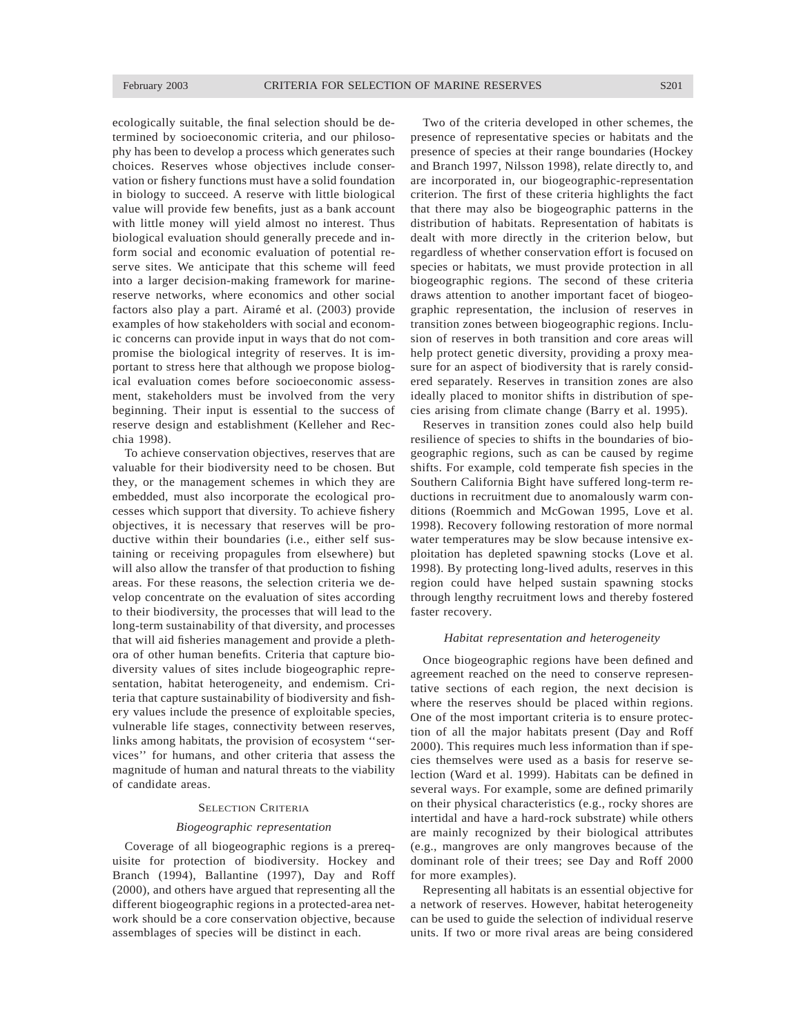ecologically suitable, the final selection should be determined by socioeconomic criteria, and our philosophy has been to develop a process which generates such choices. Reserves whose objectives include conservation or fishery functions must have a solid foundation in biology to succeed. A reserve with little biological value will provide few benefits, just as a bank account with little money will yield almost no interest. Thus biological evaluation should generally precede and inform social and economic evaluation of potential reserve sites. We anticipate that this scheme will feed into a larger decision-making framework for marine-reserve networks, where economics and other social factors also play a part. Airamé et al. (2003) provide examples of how stakeholders with social and economic concerns can provide input in ways that do not compromise the biological integrity of reserves. It is important to stress here that although we propose biological evaluation comes before socioeconomic assessment, stakeholders must be involved from the very beginning. Their input is essential to the success of reserve design and establishment (Kelleher and Recchia 1998).

To achieve conservation objectives, reserves that are valuable for their biodiversity need to be chosen. But they, or the management schemes in which they are embedded, must also incorporate the ecological processes which support that diversity. To achieve fishery objectives, it is necessary that reserves will be productive within their boundaries (i.e., either self sustaining or receiving propagules from elsewhere) but will also allow the transfer of that production to fishing areas. For these reasons, the selection criteria we develop concentrate on the evaluation of sites according to their biodiversity, the processes that will lead to the long-term sustainability of that diversity, and processes that will aid fisheries management and provide a plethora of other human benefits. Criteria that capture biodiversity values of sites include biogeographic representation, habitat heterogeneity, and endemism. Criteria that capture sustainability of biodiversity and fishery values include the presence of exploitable species, vulnerable life stages, connectivity between reserves, links among habitats, the provision of ecosystem "services" for humans, and other criteria that assess the magnitude of human and natural threats to the viability of candidate areas.

## Selection Criteria

### *Biogeographic representation*

Coverage of all biogeographic regions is a prerequisite for protection of biodiversity. Hockey and Branch (1994), Ballantine (1997), Day and Roff (2000), and others have argued that representing all the different biogeographic regions in a protected-area network should be a core conservation objective, because assemblages of species will be distinct in each.

Two of the criteria developed in other schemes, the presence of representative species or habitats and the presence of species at their range boundaries (Hockey and Branch 1997, Nilsson 1998), relate directly to, and are incorporated in, our biogeographic-representation criterion. The first of these criteria highlights the fact that there may also be biogeographic patterns in the distribution of habitats. Representation of habitats is dealt with more directly in the criterion below, but regardless of whether conservation effort is focused on species or habitats, we must provide protection in all biogeographic regions. The second of these criteria draws attention to another important facet of biogeographic representation, the inclusion of reserves in transition zones between biogeographic regions. Inclusion of reserves in both transition and core areas will help protect genetic diversity, providing a proxy measure for an aspect of biodiversity that is rarely considered separately. Reserves in transition zones are also ideally placed to monitor shifts in distribution of species arising from climate change (Barry et al. 1995).

Reserves in transition zones could also help build resilience of species to shifts in the boundaries of biogeographic regions, such as can be caused by regime shifts. For example, cold temperate fish species in the Southern California Bight have suffered long-term reductions in recruitment due to anomalously warm conditions (Roemmich and McGowan 1995, Love et al. 1998). Recovery following restoration of more normal water temperatures may be slow because intensive exploitation has depleted spawning stocks (Love et al. 1998). By protecting long-lived adults, reserves in this region could have helped sustain spawning stocks through lengthy recruitment lows and thereby fostered faster recovery.

### *Habitat representation and heterogeneity*

Once biogeographic regions have been defined and agreement reached on the need to conserve representative sections of each region, the next decision is where the reserves should be placed within regions. One of the most important criteria is to ensure protection of all the major habitats present (Day and Roff 2000). This requires much less information than if species themselves were used as a basis for reserve selection (Ward et al. 1999). Habitats can be defined in several ways. For example, some are defined primarily on their physical characteristics (e.g., rocky shores are intertidal and have a hard-rock substrate) while others are mainly recognized by their biological attributes (e.g., mangroves are only mangroves because of the dominant role of their trees; see Day and Roff 2000 for more examples).

Representing all habitats is an essential objective for a network of reserves. However, habitat heterogeneity can be used to guide the selection of individual reserve units. If two or more rival areas are being considered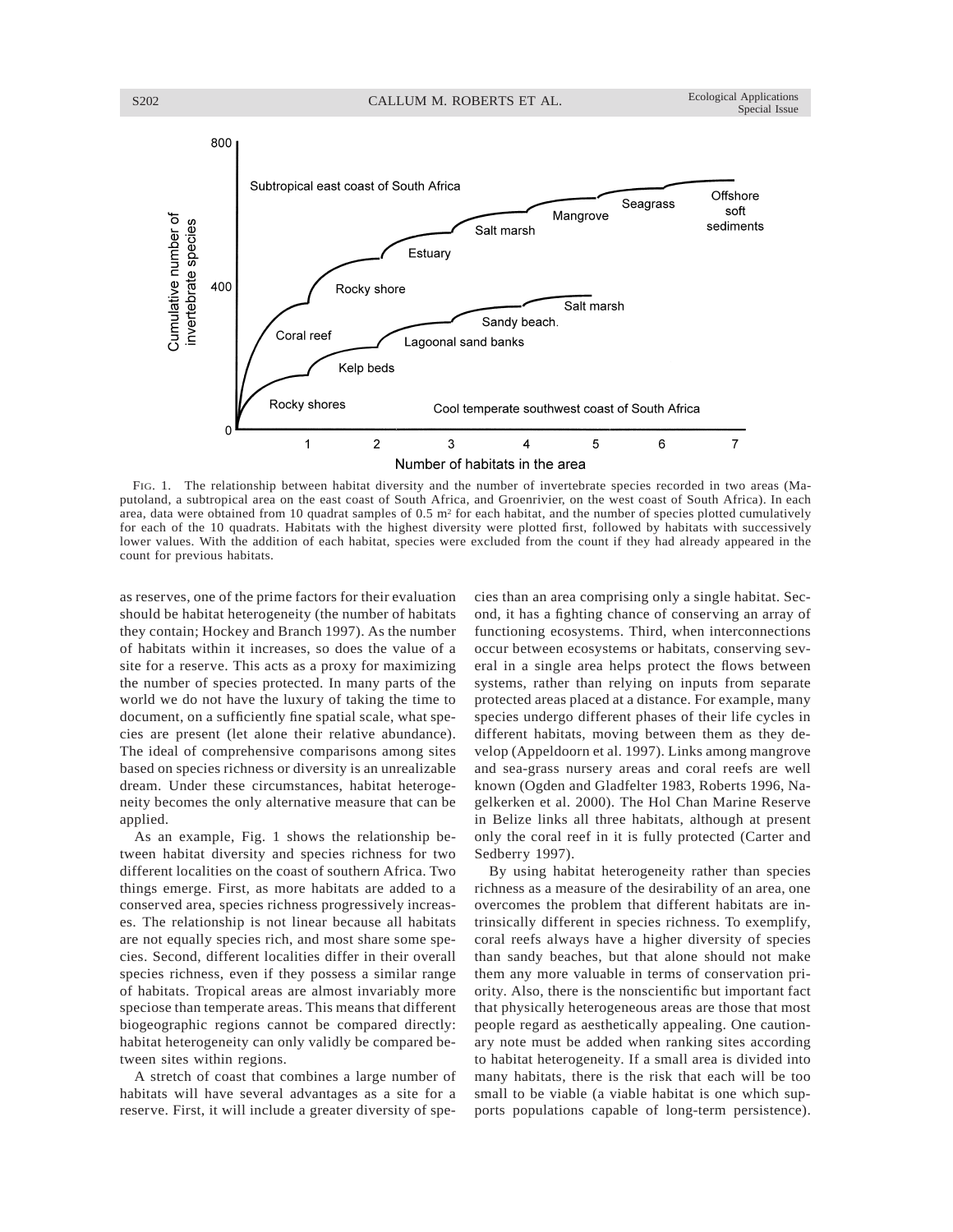800

Subtropical east coast of South Africa

Cumulative number of invertebrate species

400

0

Coral reef

Rocky shore

Estuary

Salt marsh

Mangrove

Seagrass

Offshore soft sediments

Rocky shores

Kelp beds

Lagoonal sand banks

Sandy beach.

Salt marsh

Cool temperate southwest coast of South Africa

1 2 3 4 5 6 7

Number of habitats in the area

FIG. 1. The relationship between habitat diversity and the number of invertebrate species recorded in two areas (Maputoland, a subtropical area on the east coast of South Africa, and Groenrivier, on the west coast of South Africa). In each area, data were obtained from 10 quadrat samples of 0.5 m² for each habitat, and the number of species plotted cumulatively for each of the 10 quadrats. Habitats with the highest diversity were plotted first, followed by habitats with successively lower values. With the addition of each habitat, species were excluded from the count if they had already appeared in the count for previous habitats.

as reserves, one of the prime factors for their evaluation should be habitat heterogeneity (the number of habitats they contain; Hockey and Branch 1997). As the number of habitats within it increases, so does the value of a site for a reserve. This acts as a proxy for maximizing the number of species protected. In many parts of the world we do not have the luxury of taking the time to document, on a sufficiently fine spatial scale, what species are present (let alone their relative abundance). The ideal of comprehensive comparisons among sites based on species richness or diversity is an unrealizable dream. Under these circumstances, habitat heterogeneity becomes the only alternative measure that can be applied.

As an example, Fig. 1 shows the relationship between habitat diversity and species richness for two different localities on the coast of southern Africa. Two things emerge. First, as more habitats are added to a conserved area, species richness progressively increases. The relationship is not linear because all habitats are not equally species rich, and most share some species. Second, different localities differ in their overall species richness, even if they possess a similar range of habitats. Tropical areas are almost invariably more speciose than temperate areas. This means that different biogeographic regions cannot be compared directly: habitat heterogeneity can only validly be compared between sites within regions.

A stretch of coast that combines a large number of habitats will have several advantages as a site for a reserve. First, it will include a greater diversity of species than an area comprising only a single habitat. Second, it has a fighting chance of conserving an array of functioning ecosystems. Third, when interconnections occur between ecosystems or habitats, conserving several in a single area helps protect the flows between systems, rather than relying on inputs from separate protected areas placed at a distance. For example, many species undergo different phases of their life cycles in different habitats, moving between them as they develop (Appeldoorn et al. 1997). Links among mangrove and sea-grass nursery areas and coral reefs are well known (Ogden and Gladfelter 1983, Roberts 1996, Nagelkerken et al. 2000). The Hol Chan Marine Reserve in Belize links all three habitats, although at present only the coral reef in it is fully protected (Carter and Sedberry 1997).

By using habitat heterogeneity rather than species richness as a measure of the desirability of an area, one overcomes the problem that different habitats are intrinsically different in species richness. To exemplify, coral reefs always have a higher diversity of species than sandy beaches, but that alone should not make them any more valuable in terms of conservation priority. Also, there is the nonscientific but important fact that physically heterogeneous areas are those that most people regard as aesthetically appealing. One cautionary note must be added when ranking sites according to habitat heterogeneity. If a small area is divided into many habitats, there is the risk that each will be too small to be viable (a viable habitat is one which supports populations capable of long-term persistence).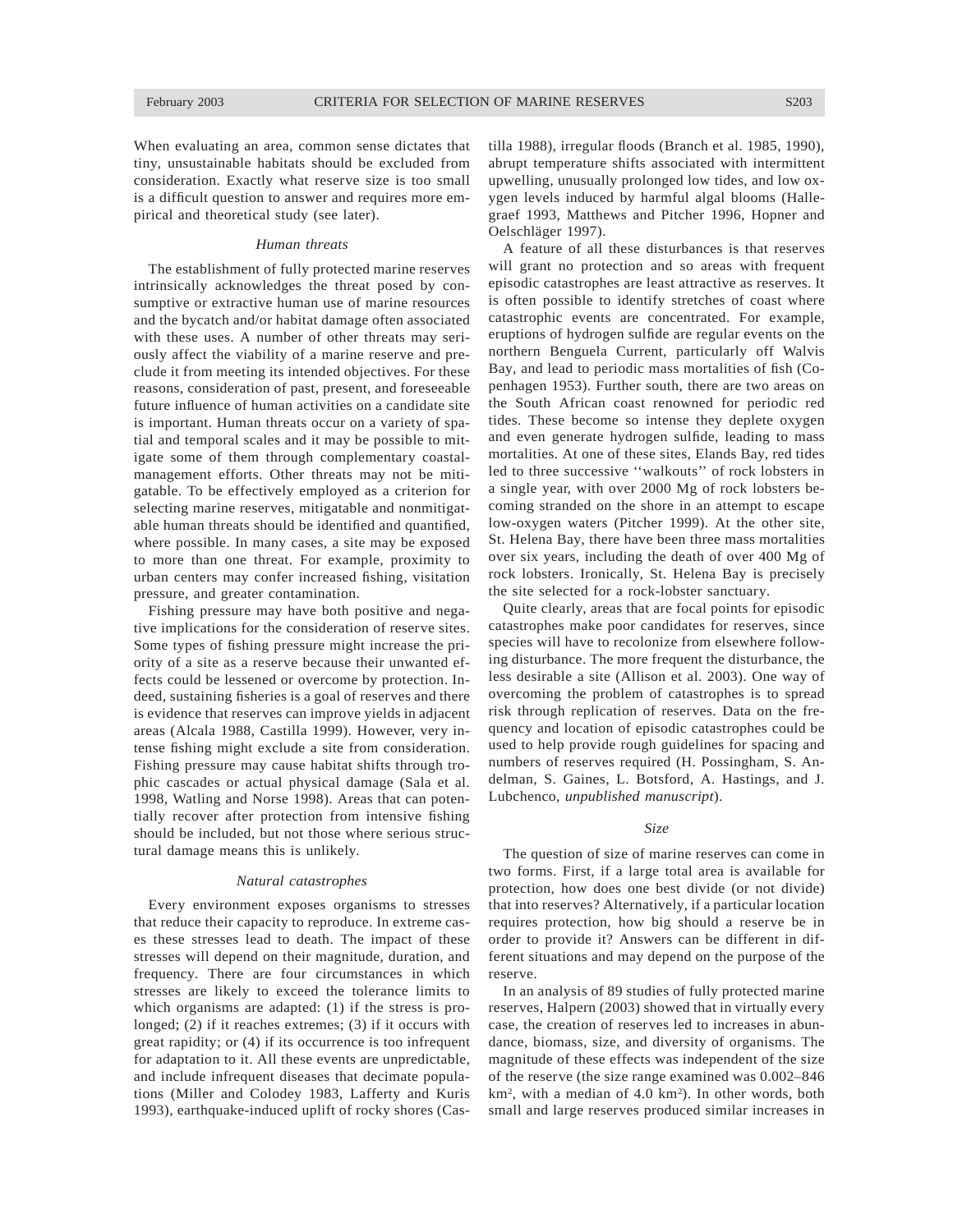When evaluating an area, common sense dictates that tiny, unsustainable habitats should be excluded from consideration. Exactly what reserve size is too small is a difficult question to answer and requires more empirical and theoretical study (see later).

### *Human threats*

The establishment of fully protected marine reserves intrinsically acknowledges the threat posed by consumptive or extractive human use of marine resources and the bycatch and/or habitat damage often associated with these uses. A number of other threats may seriously affect the viability of a marine reserve and preclude it from meeting its intended objectives. For these reasons, consideration of past, present, and foreseeable future influence of human activities on a candidate site is important. Human threats occur on a variety of spatial and temporal scales and it may be possible to mitigate some of them through complementary coastal-management efforts. Other threats may not be mitigatable. To be effectively employed as a criterion for selecting marine reserves, mitigatable and nonmitigatable human threats should be identified and quantified, where possible. In many cases, a site may be exposed to more than one threat. For example, proximity to urban centers may confer increased fishing, visitation pressure, and greater contamination.

Fishing pressure may have both positive and negative implications for the consideration of reserve sites. Some types of fishing pressure might increase the priority of a site as a reserve because their unwanted effects could be lessened or overcome by protection. Indeed, sustaining fisheries is a goal of reserves and there is evidence that reserves can improve yields in adjacent areas (Alcala 1988, Castilla 1999). However, very intense fishing might exclude a site from consideration. Fishing pressure may cause habitat shifts through trophic cascades or actual physical damage (Sala et al. 1998, Watling and Norse 1998). Areas that can potentially recover after protection from intensive fishing should be included, but not those where serious structural damage means this is unlikely.

### *Natural catastrophes*

Every environment exposes organisms to stresses that reduce their capacity to reproduce. In extreme cases these stresses lead to death. The impact of these stresses will depend on their magnitude, duration, and frequency. There are four circumstances in which stresses are likely to exceed the tolerance limits to which organisms are adapted: (1) if the stress is prolonged; (2) if it reaches extremes; (3) if it occurs with great rapidity; or (4) if its occurrence is too infrequent for adaptation to it. All these events are unpredictable, and include infrequent diseases that decimate populations (Miller and Colodey 1983, Lafferty and Kuris 1993), earthquake-induced uplift of rocky shores (Castilla 1988), irregular floods (Branch et al. 1985, 1990), abrupt temperature shifts associated with intermittent upwelling, unusually prolonged low tides, and low oxygen levels induced by harmful algal blooms (Hallegraef 1993, Matthews and Pitcher 1996, Hopner and Oelschläger 1997).

A feature of all these disturbances is that reserves will grant no protection and so areas with frequent episodic catastrophes are least attractive as reserves. It is often possible to identify stretches of coast where catastrophic events are concentrated. For example, eruptions of hydrogen sulfide are regular events on the northern Benguela Current, particularly off Walvis Bay, and lead to periodic mass mortalities of fish (Copenhagen 1953). Further south, there are two areas on the South African coast renowned for periodic red tides. These become so intense they deplete oxygen and even generate hydrogen sulfide, leading to mass mortalities. At one of these sites, Elands Bay, red tides led to three successive ''walkouts'' of rock lobsters in a single year, with over 2000 Mg of rock lobsters becoming stranded on the shore in an attempt to escape low-oxygen waters (Pitcher 1999). At the other site, St. Helena Bay, there have been three mass mortalities over six years, including the death of over 400 Mg of rock lobsters. Ironically, St. Helena Bay is precisely the site selected for a rock-lobster sanctuary.

Quite clearly, areas that are focal points for episodic catastrophes make poor candidates for reserves, since species will have to recolonize from elsewhere following disturbance. The more frequent the disturbance, the less desirable a site (Allison et al. 2003). One way of overcoming the problem of catastrophes is to spread risk through replication of reserves. Data on the frequency and location of episodic catastrophes could be used to help provide rough guidelines for spacing and numbers of reserves required (H. Possingham, S. Andelman, S. Gaines, L. Botsford, A. Hastings, and J. Lubchenco, *unpublished manuscript*).

### *Size*

The question of size of marine reserves can come in two forms. First, if a large total area is available for protection, how does one best divide (or not divide) that into reserves? Alternatively, if a particular location requires protection, how big should a reserve be in order to provide it? Answers can be different in different situations and may depend on the purpose of the reserve.

In an analysis of 89 studies of fully protected marine reserves, Halpern (2003) showed that in virtually every case, the creation of reserves led to increases in abundance, biomass, size, and diversity of organisms. The magnitude of these effects was independent of the size of the reserve (the size range examined was 0.002–846 $km^2$, with a median of 4.0 $km^2$). In other words, both small and large reserves produced similar increases in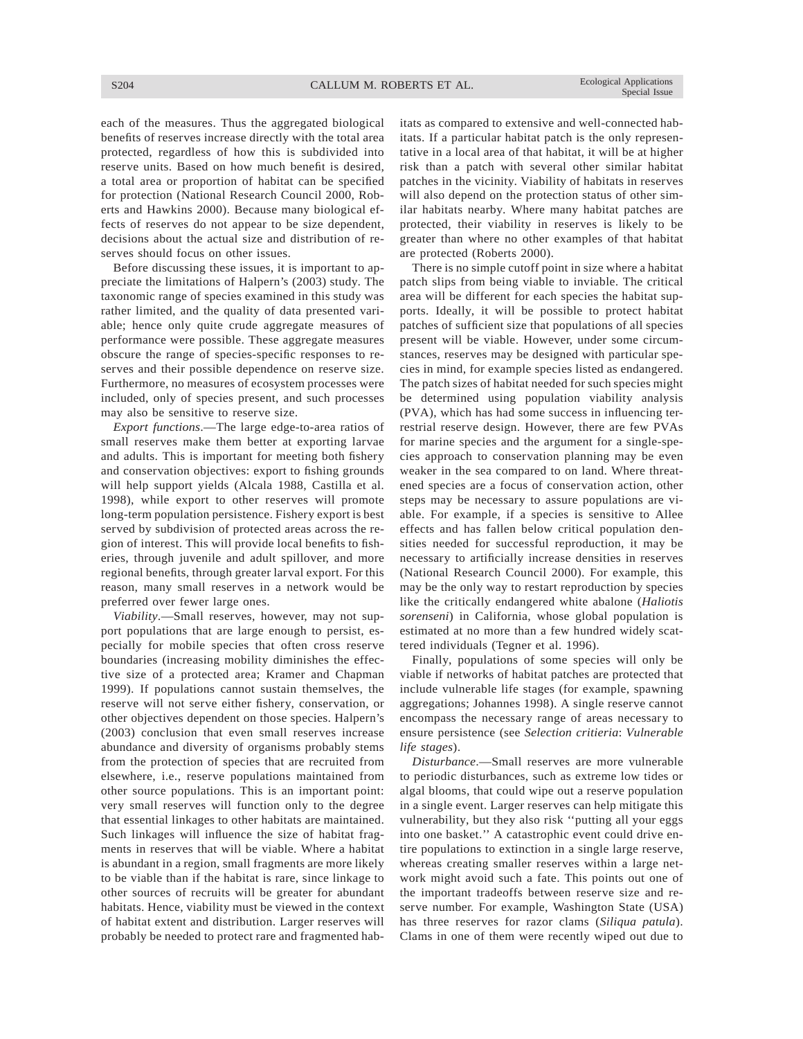each of the measures. Thus the aggregated biological benefits of reserves increase directly with the total area protected, regardless of how this is subdivided into reserve units. Based on how much benefit is desired, a total area or proportion of habitat can be specified for protection (National Research Council 2000, Roberts and Hawkins 2000). Because many biological effects of reserves do not appear to be size dependent, decisions about the actual size and distribution of reserves should focus on other issues.

Before discussing these issues, it is important to appreciate the limitations of Halpern's (2003) study. The taxonomic range of species examined in this study was rather limited, and the quality of data presented variable; hence only quite crude aggregate measures of performance were possible. These aggregate measures obscure the range of species-specific responses to reserves and their possible dependence on reserve size. Furthermore, no measures of ecosystem processes were included, only of species present, and such processes may also be sensitive to reserve size.

*Export functions*.—The large edge-to-area ratios of small reserves make them better at exporting larvae and adults. This is important for meeting both fishery and conservation objectives: export to fishing grounds will help support yields (Alcala 1988, Castilla et al. 1998), while export to other reserves will promote long-term population persistence. Fishery export is best served by subdivision of protected areas across the region of interest. This will provide local benefits to fisheries, through juvenile and adult spillover, and more regional benefits, through greater larval export. For this reason, many small reserves in a network would be preferred over fewer large ones.

*Viability*.—Small reserves, however, may not support populations that are large enough to persist, especially for mobile species that often cross reserve boundaries (increasing mobility diminishes the effective size of a protected area; Kramer and Chapman 1999). If populations cannot sustain themselves, the reserve will not serve either fishery, conservation, or other objectives dependent on those species. Halpern's (2003) conclusion that even small reserves increase abundance and diversity of organisms probably stems from the protection of species that are recruited from elsewhere, i.e., reserve populations maintained from other source populations. This is an important point: very small reserves will function only to the degree that essential linkages to other habitats are maintained. Such linkages will influence the size of habitat fragments in reserves that will be viable. Where a habitat is abundant in a region, small fragments are more likely to be viable than if the habitat is rare, since linkage to other sources of recruits will be greater for abundant habitats. Hence, viability must be viewed in the context of habitat extent and distribution. Larger reserves will probably be needed to protect rare and fragmented habitats as compared to extensive and well-connected habitats. If a particular habitat patch is the only representative in a local area of that habitat, it will be at higher risk than a patch with several other similar habitat patches in the vicinity. Viability of habitats in reserves will also depend on the protection status of other similar habitats nearby. Where many habitat patches are protected, their viability in reserves is likely to be greater than where no other examples of that habitat are protected (Roberts 2000).

There is no simple cutoff point in size where a habitat patch slips from being viable to inviable. The critical area will be different for each species the habitat supports. Ideally, it will be possible to protect habitat patches of sufficient size that populations of all species present will be viable. However, under some circumstances, reserves may be designed with particular species in mind, for example species listed as endangered. The patch sizes of habitat needed for such species might be determined using population viability analysis (PVA), which has had some success in influencing terrestrial reserve design. However, there are few PVAs for marine species and the argument for a single-species approach to conservation planning may be even weaker in the sea compared to on land. Where threatened species are a focus of conservation action, other steps may be necessary to assure populations are viable. For example, if a species is sensitive to Allee effects and has fallen below critical population densities needed for successful reproduction, it may be necessary to artificially increase densities in reserves (National Research Council 2000). For example, this may be the only way to restart reproduction by species like the critically endangered white abalone (*Haliotis sorenseni*) in California, whose global population is estimated at no more than a few hundred widely scattered individuals (Tegner et al. 1996).

Finally, populations of some species will only be viable if networks of habitat patches are protected that include vulnerable life stages (for example, spawning aggregations; Johannes 1998). A single reserve cannot encompass the necessary range of areas necessary to ensure persistence (see *Selection critieria*: *Vulnerable life stages*).

*Disturbance*.—Small reserves are more vulnerable to periodic disturbances, such as extreme low tides or algal blooms, that could wipe out a reserve population in a single event. Larger reserves can help mitigate this vulnerability, but they also risk ''putting all your eggs into one basket.'' A catastrophic event could drive entire populations to extinction in a single large reserve, whereas creating smaller reserves within a large network might avoid such a fate. This points out one of the important tradeoffs between reserve size and reserve number. For example, Washington State (USA) has three reserves for razor clams (*Siliqua patula*). Clams in one of them were recently wiped out due to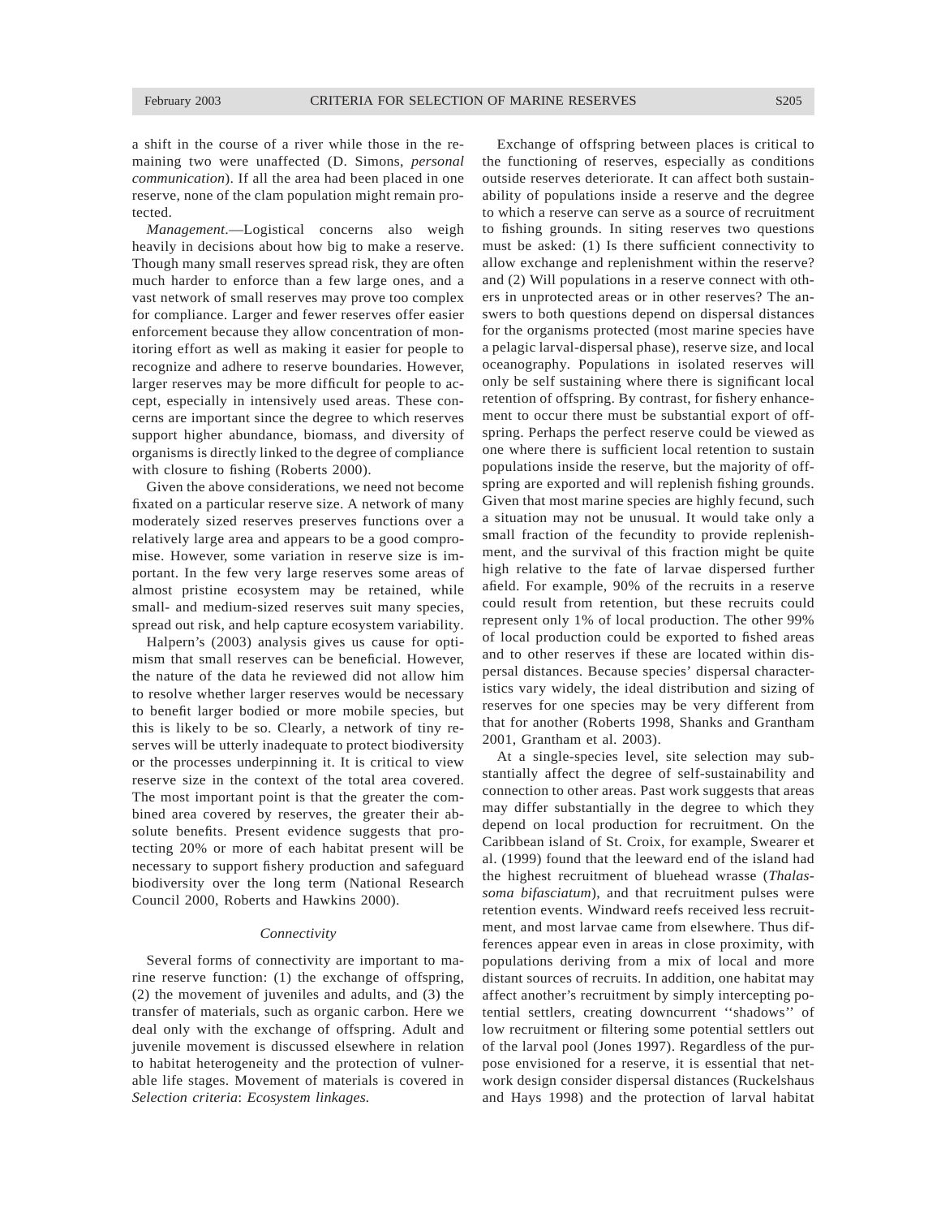a shift in the course of a river while those in the remaining two were unaffected (D. Simons, *personal communication*). If all the area had been placed in one reserve, none of the clam population might remain protected.

*Management*.—Logistical concerns also weigh heavily in decisions about how big to make a reserve. Though many small reserves spread risk, they are often much harder to enforce than a few large ones, and a vast network of small reserves may prove too complex for compliance. Larger and fewer reserves offer easier enforcement because they allow concentration of monitoring effort as well as making it easier for people to recognize and adhere to reserve boundaries. However, larger reserves may be more difficult for people to accept, especially in intensively used areas. These concerns are important since the degree to which reserves support higher abundance, biomass, and diversity of organisms is directly linked to the degree of compliance with closure to fishing (Roberts 2000).

Given the above considerations, we need not become fixated on a particular reserve size. A network of many moderately sized reserves preserves functions over a relatively large area and appears to be a good compromise. However, some variation in reserve size is important. In the few very large reserves some areas of almost pristine ecosystem may be retained, while small- and medium-sized reserves suit many species, spread out risk, and help capture ecosystem variability.

Halpern's (2003) analysis gives us cause for optimism that small reserves can be beneficial. However, the nature of the data he reviewed did not allow him to resolve whether larger reserves would be necessary to benefit larger bodied or more mobile species, but this is likely to be so. Clearly, a network of tiny reserves will be utterly inadequate to protect biodiversity or the processes underpinning it. It is critical to view reserve size in the context of the total area covered. The most important point is that the greater the combined area covered by reserves, the greater their absolute benefits. Present evidence suggests that protecting 20% or more of each habitat present will be necessary to support fishery production and safeguard biodiversity over the long term (National Research Council 2000, Roberts and Hawkins 2000).

### *Connectivity*

Several forms of connectivity are important to marine reserve function: (1) the exchange of offspring, (2) the movement of juveniles and adults, and (3) the transfer of materials, such as organic carbon. Here we deal only with the exchange of offspring. Adult and juvenile movement is discussed elsewhere in relation to habitat heterogeneity and the protection of vulnerable life stages. Movement of materials is covered in *Selection criteria*: *Ecosystem linkages.*

Exchange of offspring between places is critical to the functioning of reserves, especially as conditions outside reserves deteriorate. It can affect both sustainability of populations inside a reserve and the degree to which a reserve can serve as a source of recruitment to fishing grounds. In siting reserves two questions must be asked: (1) Is there sufficient connectivity to allow exchange and replenishment within the reserve? and (2) Will populations in a reserve connect with others in unprotected areas or in other reserves? The answers to both questions depend on dispersal distances for the organisms protected (most marine species have a pelagic larval-dispersal phase), reserve size, and local oceanography. Populations in isolated reserves will only be self sustaining where there is significant local retention of offspring. By contrast, for fishery enhancement to occur there must be substantial export of offspring. Perhaps the perfect reserve could be viewed as one where there is sufficient local retention to sustain populations inside the reserve, but the majority of offspring are exported and will replenish fishing grounds. Given that most marine species are highly fecund, such a situation may not be unusual. It would take only a small fraction of the fecundity to provide replenishment, and the survival of this fraction might be quite high relative to the fate of larvae dispersed further afield. For example, 90% of the recruits in a reserve could result from retention, but these recruits could represent only 1% of local production. The other 99% of local production could be exported to fished areas and to other reserves if these are located within dispersal distances. Because species' dispersal characteristics vary widely, the ideal distribution and sizing of reserves for one species may be very different from that for another (Roberts 1998, Shanks and Grantham 2001, Grantham et al. 2003).

At a single-species level, site selection may substantially affect the degree of self-sustainability and connection to other areas. Past work suggests that areas may differ substantially in the degree to which they depend on local production for recruitment. On the Caribbean island of St. Croix, for example, Swearer et al. (1999) found that the leeward end of the island had the highest recruitment of bluehead wrasse (*Thalassoma bifasciatum*), and that recruitment pulses were retention events. Windward reefs received less recruitment, and most larvae came from elsewhere. Thus differences appear even in areas in close proximity, with populations deriving from a mix of local and more distant sources of recruits. In addition, one habitat may affect another's recruitment by simply intercepting potential settlers, creating downcurrent ''shadows'' of low recruitment or filtering some potential settlers out of the larval pool (Jones 1997). Regardless of the purpose envisioned for a reserve, it is essential that network design consider dispersal distances (Ruckelshaus and Hays 1998) and the protection of larval habitat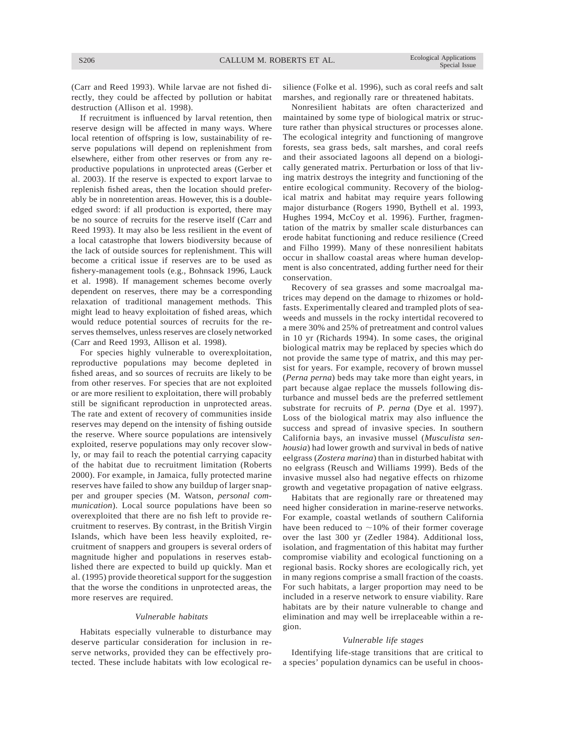(Carr and Reed 1993). While larvae are not fished directly, they could be affected by pollution or habitat destruction (Allison et al. 1998).

If recruitment is influenced by larval retention, then reserve design will be affected in many ways. Where local retention of offspring is low, sustainability of reserve populations will depend on replenishment from elsewhere, either from other reserves or from any reproductive populations in unprotected areas (Gerber et al. 2003). If the reserve is expected to export larvae to replenish fished areas, then the location should preferably be in nonretention areas. However, this is a double-edged sword: if all production is exported, there may be no source of recruits for the reserve itself (Carr and Reed 1993). It may also be less resilient in the event of a local catastrophe that lowers biodiversity because of the lack of outside sources for replenishment. This will become a critical issue if reserves are to be used as fishery-management tools (e.g., Bohnsack 1996, Lauck et al. 1998). If management schemes become overly dependent on reserves, there may be a corresponding relaxation of traditional management methods. This might lead to heavy exploitation of fished areas, which would reduce potential sources of recruits for the reserves themselves, unless reserves are closely networked (Carr and Reed 1993, Allison et al. 1998).

For species highly vulnerable to overexploitation, reproductive populations may become depleted in fished areas, and so sources of recruits are likely to be from other reserves. For species that are not exploited or are more resilient to exploitation, there will probably still be significant reproduction in unprotected areas. The rate and extent of recovery of communities inside reserves may depend on the intensity of fishing outside the reserve. Where source populations are intensively exploited, reserve populations may only recover slowly, or may fail to reach the potential carrying capacity of the habitat due to recruitment limitation (Roberts 2000). For example, in Jamaica, fully protected marine reserves have failed to show any buildup of larger snapper and grouper species (M. Watson, *personal communication*). Local source populations have been so overexploited that there are no fish left to provide recruitment to reserves. By contrast, in the British Virgin Islands, which have been less heavily exploited, recruitment of snappers and groupers is several orders of magnitude higher and populations in reserves established there are expected to build up quickly. Man et al. (1995) provide theoretical support for the suggestion that the worse the conditions in unprotected areas, the more reserves are required.

### *Vulnerable habitats*

Habitats especially vulnerable to disturbance may deserve particular consideration for inclusion in reserve networks, provided they can be effectively protected. These include habitats with low ecological resilience (Folke et al. 1996), such as coral reefs and salt marshes, and regionally rare or threatened habitats.

Nonresilient habitats are often characterized and maintained by some type of biological matrix or structure rather than physical structures or processes alone. The ecological integrity and functioning of mangrove forests, sea grass beds, salt marshes, and coral reefs and their associated lagoons all depend on a biologically generated matrix. Perturbation or loss of that living matrix destroys the integrity and functioning of the entire ecological community. Recovery of the biological matrix and habitat may require years following major disturbance (Rogers 1990, Bythell et al. 1993, Hughes 1994, McCoy et al. 1996). Further, fragmentation of the matrix by smaller scale disturbances can erode habitat functioning and reduce resilience (Creed and Filho 1999). Many of these nonresilient habitats occur in shallow coastal areas where human development is also concentrated, adding further need for their conservation.

Recovery of sea grasses and some macroalgal matrices may depend on the damage to rhizomes or holdfasts. Experimentally cleared and trampled plots of seaweeds and mussels in the rocky intertidal recovered to a mere 30% and 25% of pretreatment and control values in 10 yr (Richards 1994). In some cases, the original biological matrix may be replaced by species which do not provide the same type of matrix, and this may persist for years. For example, recovery of brown mussel (*Perna perna*) beds may take more than eight years, in part because algae replace the mussels following disturbance and mussel beds are the preferred settlement substrate for recruits of *P. perna* (Dye et al. 1997). Loss of the biological matrix may also influence the success and spread of invasive species. In southern California bays, an invasive mussel (*Musculista senhousia*) had lower growth and survival in beds of native eelgrass (*Zostera marina*) than in disturbed habitat with no eelgrass (Reusch and Williams 1999). Beds of the invasive mussel also had negative effects on rhizome growth and vegetative propagation of native eelgrass.

Habitats that are regionally rare or threatened may need higher consideration in marine-reserve networks. For example, coastal wetlands of southern California have been reduced to ~10% of their former coverage over the last 300 yr (Zedler 1984). Additional loss, isolation, and fragmentation of this habitat may further compromise viability and ecological functioning on a regional basis. Rocky shores are ecologically rich, yet in many regions comprise a small fraction of the coasts. For such habitats, a larger proportion may need to be included in a reserve network to ensure viability. Rare habitats are by their nature vulnerable to change and elimination and may well be irreplaceable within a region.

### *Vulnerable life stages*

Identifying life-stage transitions that are critical to a species' population dynamics can be useful in choos-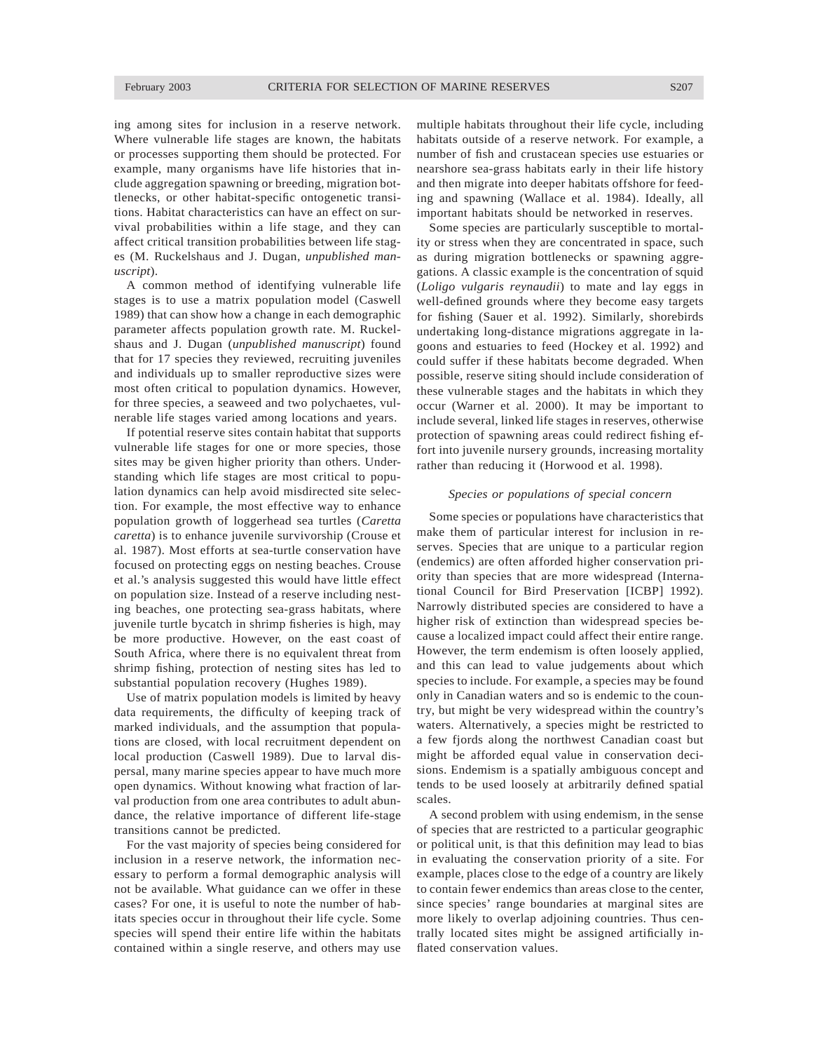ing among sites for inclusion in a reserve network. Where vulnerable life stages are known, the habitats or processes supporting them should be protected. For example, many organisms have life histories that include aggregation spawning or breeding, migration bottlenecks, or other habitat-specific ontogenetic transitions. Habitat characteristics can have an effect on survival probabilities within a life stage, and they can affect critical transition probabilities between life stages (M. Ruckelshaus and J. Dugan, *unpublished manuscript*).

A common method of identifying vulnerable life stages is to use a matrix population model (Caswell 1989) that can show how a change in each demographic parameter affects population growth rate. M. Ruckelshaus and J. Dugan (*unpublished manuscript*) found that for 17 species they reviewed, recruiting juveniles and individuals up to smaller reproductive sizes were most often critical to population dynamics. However, for three species, a seaweed and two polychaetes, vulnerable life stages varied among locations and years.

If potential reserve sites contain habitat that supports vulnerable life stages for one or more species, those sites may be given higher priority than others. Understanding which life stages are most critical to population dynamics can help avoid misdirected site selection. For example, the most effective way to enhance population growth of loggerhead sea turtles (*Caretta caretta*) is to enhance juvenile survivorship (Crouse et al. 1987). Most efforts at sea-turtle conservation have focused on protecting eggs on nesting beaches. Crouse et al.'s analysis suggested this would have little effect on population size. Instead of a reserve including nesting beaches, one protecting sea-grass habitats, where juvenile turtle bycatch in shrimp fisheries is high, may be more productive. However, on the east coast of South Africa, where there is no equivalent threat from shrimp fishing, protection of nesting sites has led to substantial population recovery (Hughes 1989).

Use of matrix population models is limited by heavy data requirements, the difficulty of keeping track of marked individuals, and the assumption that populations are closed, with local recruitment dependent on local production (Caswell 1989). Due to larval dispersal, many marine species appear to have much more open dynamics. Without knowing what fraction of larval production from one area contributes to adult abundance, the relative importance of different life-stage transitions cannot be predicted.

For the vast majority of species being considered for inclusion in a reserve network, the information necessary to perform a formal demographic analysis will not be available. What guidance can we offer in these cases? For one, it is useful to note the number of habitats species occur in throughout their life cycle. Some species will spend their entire life within the habitats contained within a single reserve, and others may use multiple habitats throughout their life cycle, including habitats outside of a reserve network. For example, a number of fish and crustacean species use estuaries or nearshore sea-grass habitats early in their life history and then migrate into deeper habitats offshore for feeding and spawning (Wallace et al. 1984). Ideally, all important habitats should be networked in reserves.

Some species are particularly susceptible to mortality or stress when they are concentrated in space, such as during migration bottlenecks or spawning aggregations. A classic example is the concentration of squid (*Loligo vulgaris reynaudii*) to mate and lay eggs in well-defined grounds where they become easy targets for fishing (Sauer et al. 1992). Similarly, shorebirds undertaking long-distance migrations aggregate in lagoons and estuaries to feed (Hockey et al. 1992) and could suffer if these habitats become degraded. When possible, reserve siting should include consideration of these vulnerable stages and the habitats in which they occur (Warner et al. 2000). It may be important to include several, linked life stages in reserves, otherwise protection of spawning areas could redirect fishing effort into juvenile nursery grounds, increasing mortality rather than reducing it (Horwood et al. 1998).

### *Species or populations of special concern*

Some species or populations have characteristics that make them of particular interest for inclusion in reserves. Species that are unique to a particular region (endemics) are often afforded higher conservation priority than species that are more widespread (International Council for Bird Preservation [ICBP] 1992). Narrowly distributed species are considered to have a higher risk of extinction than widespread species because a localized impact could affect their entire range. However, the term endemism is often loosely applied, and this can lead to value judgements about which species to include. For example, a species may be found only in Canadian waters and so is endemic to the country, but might be very widespread within the country's waters. Alternatively, a species might be restricted to a few fjords along the northwest Canadian coast but might be afforded equal value in conservation decisions. Endemism is a spatially ambiguous concept and tends to be used loosely at arbitrarily defined spatial scales.

A second problem with using endemism, in the sense of species that are restricted to a particular geographic or political unit, is that this definition may lead to bias in evaluating the conservation priority of a site. For example, places close to the edge of a country are likely to contain fewer endemics than areas close to the center, since species' range boundaries at marginal sites are more likely to overlap adjoining countries. Thus centrally located sites might be assigned artificially inflated conservation values.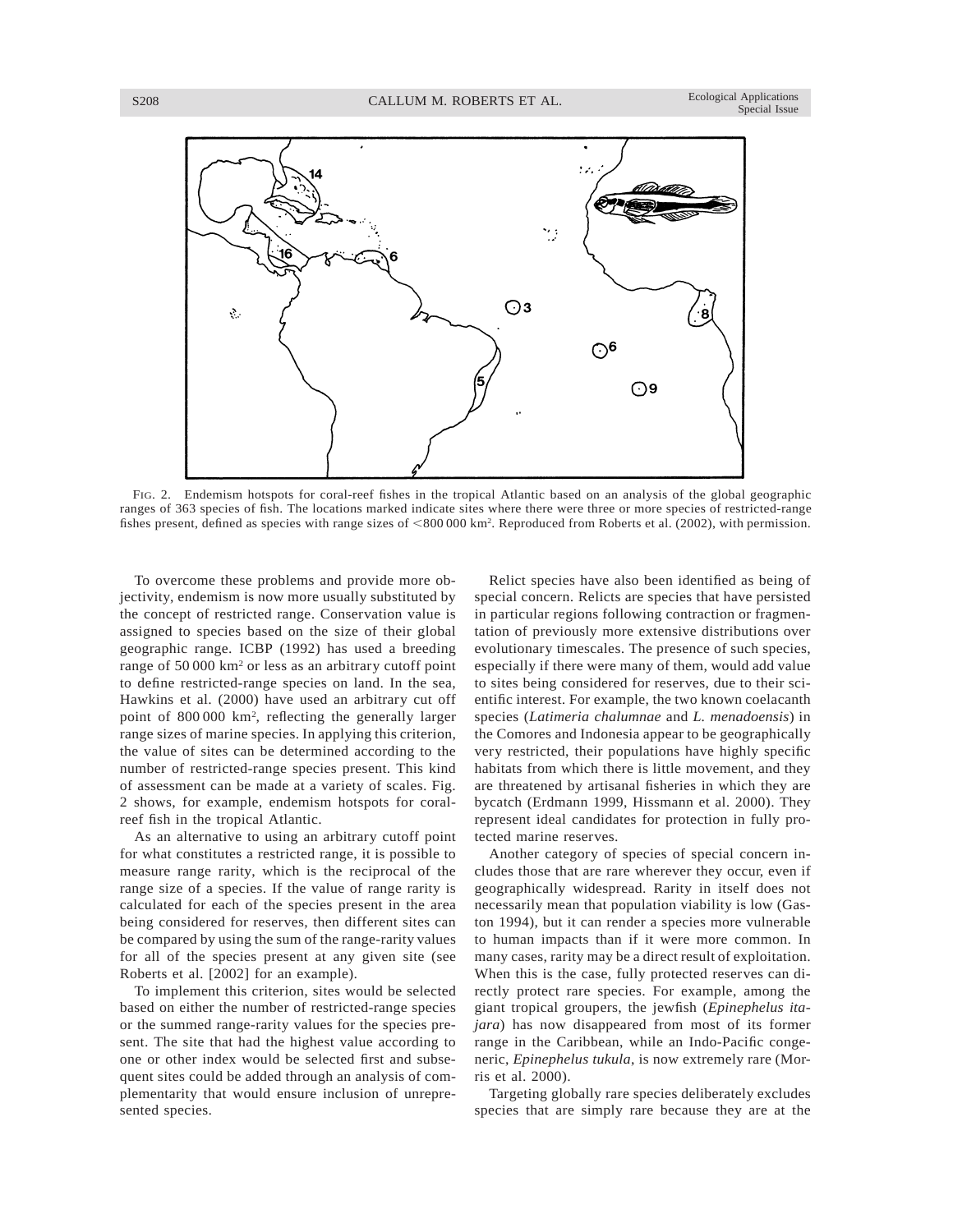14

16

6

3

8

6

5

9

FIG. 2. Endemism hotspots for coral-reef fishes in the tropical Atlantic based on an analysis of the global geographic ranges of 363 species of fish. The locations marked indicate sites where there were three or more species of restricted-range fishes present, defined as species with range sizes of <800 000 km$^2$. Reproduced from Roberts et al. (2002), with permission.

To overcome these problems and provide more objectivity, endemism is now more usually substituted by the concept of restricted range. Conservation value is assigned to species based on the size of their global geographic range. ICBP (1992) has used a breeding range of 50 000 km$^2$ or less as an arbitrary cutoff point to define restricted-range species on land. In the sea, Hawkins et al. (2000) have used an arbitrary cut off point of 800 000 km$^2$, reflecting the generally larger range sizes of marine species. In applying this criterion, the value of sites can be determined according to the number of restricted-range species present. This kind of assessment can be made at a variety of scales. Fig. 2 shows, for example, endemism hotspots for coral-reef fish in the tropical Atlantic.

As an alternative to using an arbitrary cutoff point for what constitutes a restricted range, it is possible to measure range rarity, which is the reciprocal of the range size of a species. If the value of range rarity is calculated for each of the species present in the area being considered for reserves, then different sites can be compared by using the sum of the range-rarity values for all of the species present at any given site (see Roberts et al. [2002] for an example).

To implement this criterion, sites would be selected based on either the number of restricted-range species or the summed range-rarity values for the species present. The site that had the highest value according to one or other index would be selected first and subsequent sites could be added through an analysis of complementarity that would ensure inclusion of unrepresented species.

Relict species have also been identified as being of special concern. Relicts are species that have persisted in particular regions following contraction or fragmentation of previously more extensive distributions over evolutionary timescales. The presence of such species, especially if there were many of them, would add value to sites being considered for reserves, due to their scientific interest. For example, the two known coelacanth species (*Latimeria chalumnae* and *L. menadoensis*) in the Comores and Indonesia appear to be geographically very restricted, their populations have highly specific habitats from which there is little movement, and they are threatened by artisanal fisheries in which they are bycatch (Erdmann 1999, Hissmann et al. 2000). They represent ideal candidates for protection in fully protected marine reserves.

Another category of species of special concern includes those that are rare wherever they occur, even if geographically widespread. Rarity in itself does not necessarily mean that population viability is low (Gaston 1994), but it can render a species more vulnerable to human impacts than if it were more common. In many cases, rarity may be a direct result of exploitation. When this is the case, fully protected reserves can directly protect rare species. For example, among the giant tropical groupers, the jewfish (*Epinephelus itajara*) has now disappeared from most of its former range in the Caribbean, while an Indo-Pacific congeneric, *Epinephelus tukula*, is now extremely rare (Morris et al. 2000).

Targeting globally rare species deliberately excludes species that are simply rare because they are at the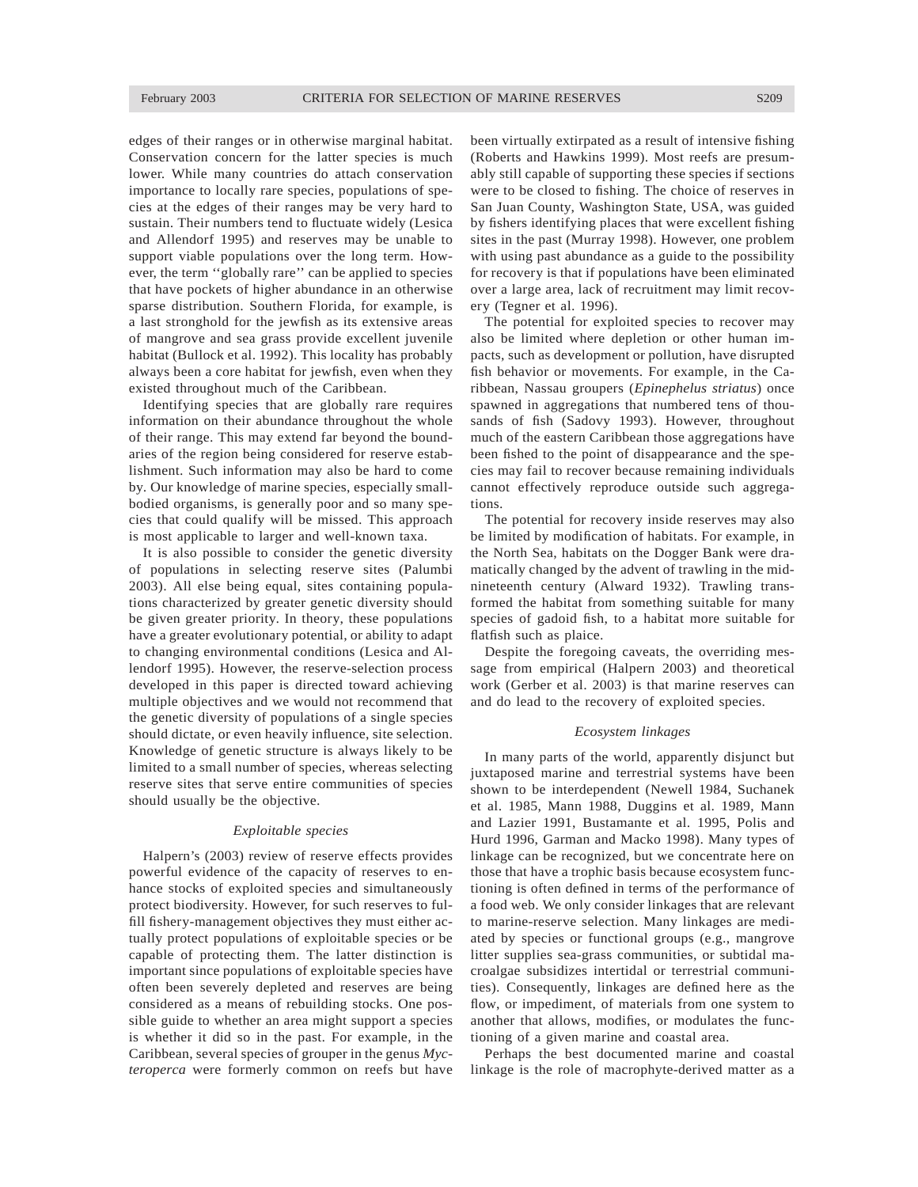edges of their ranges or in otherwise marginal habitat. Conservation concern for the latter species is much lower. While many countries do attach conservation importance to locally rare species, populations of species at the edges of their ranges may be very hard to sustain. Their numbers tend to fluctuate widely (Lesica and Allendorf 1995) and reserves may be unable to support viable populations over the long term. However, the term ''globally rare'' can be applied to species that have pockets of higher abundance in an otherwise sparse distribution. Southern Florida, for example, is a last stronghold for the jewfish as its extensive areas of mangrove and sea grass provide excellent juvenile habitat (Bullock et al. 1992). This locality has probably always been a core habitat for jewfish, even when they existed throughout much of the Caribbean.

Identifying species that are globally rare requires information on their abundance throughout the whole of their range. This may extend far beyond the boundaries of the region being considered for reserve establishment. Such information may also be hard to come by. Our knowledge of marine species, especially small-bodied organisms, is generally poor and so many species that could qualify will be missed. This approach is most applicable to larger and well-known taxa.

It is also possible to consider the genetic diversity of populations in selecting reserve sites (Palumbi 2003). All else being equal, sites containing populations characterized by greater genetic diversity should be given greater priority. In theory, these populations have a greater evolutionary potential, or ability to adapt to changing environmental conditions (Lesica and Allendorf 1995). However, the reserve-selection process developed in this paper is directed toward achieving multiple objectives and we would not recommend that the genetic diversity of populations of a single species should dictate, or even heavily influence, site selection. Knowledge of genetic structure is always likely to be limited to a small number of species, whereas selecting reserve sites that serve entire communities of species should usually be the objective.

### *Exploitable species*

Halpern's (2003) review of reserve effects provides powerful evidence of the capacity of reserves to enhance stocks of exploited species and simultaneously protect biodiversity. However, for such reserves to fulfill fishery-management objectives they must either actually protect populations of exploitable species or be capable of protecting them. The latter distinction is important since populations of exploitable species have often been severely depleted and reserves are being considered as a means of rebuilding stocks. One possible guide to whether an area might support a species is whether it did so in the past. For example, in the Caribbean, several species of grouper in the genus *Mycteroperca* were formerly common on reefs but have been virtually extirpated as a result of intensive fishing (Roberts and Hawkins 1999). Most reefs are presumably still capable of supporting these species if sections were to be closed to fishing. The choice of reserves in San Juan County, Washington State, USA, was guided by fishers identifying places that were excellent fishing sites in the past (Murray 1998). However, one problem with using past abundance as a guide to the possibility for recovery is that if populations have been eliminated over a large area, lack of recruitment may limit recovery (Tegner et al. 1996).

The potential for exploited species to recover may also be limited where depletion or other human impacts, such as development or pollution, have disrupted fish behavior or movements. For example, in the Caribbean, Nassau groupers (*Epinephelus striatus*) once spawned in aggregations that numbered tens of thousands of fish (Sadovy 1993). However, throughout much of the eastern Caribbean those aggregations have been fished to the point of disappearance and the species may fail to recover because remaining individuals cannot effectively reproduce outside such aggregations.

The potential for recovery inside reserves may also be limited by modification of habitats. For example, in the North Sea, habitats on the Dogger Bank were dramatically changed by the advent of trawling in the mid-nineteenth century (Alward 1932). Trawling transformed the habitat from something suitable for many species of gadoid fish, to a habitat more suitable for flatfish such as plaice.

Despite the foregoing caveats, the overriding message from empirical (Halpern 2003) and theoretical work (Gerber et al. 2003) is that marine reserves can and do lead to the recovery of exploited species.

### *Ecosystem linkages*

In many parts of the world, apparently disjunct but juxtaposed marine and terrestrial systems have been shown to be interdependent (Newell 1984, Suchanek et al. 1985, Mann 1988, Duggins et al. 1989, Mann and Lazier 1991, Bustamante et al. 1995, Polis and Hurd 1996, Garman and Macko 1998). Many types of linkage can be recognized, but we concentrate here on those that have a trophic basis because ecosystem functioning is often defined in terms of the performance of a food web. We only consider linkages that are relevant to marine-reserve selection. Many linkages are mediated by species or functional groups (e.g., mangrove litter supplies sea-grass communities, or subtidal macroalgae subsidizes intertidal or terrestrial communities). Consequently, linkages are defined here as the flow, or impediment, of materials from one system to another that allows, modifies, or modulates the functioning of a given marine and coastal area.

Perhaps the best documented marine and coastal linkage is the role of macrophyte-derived matter as a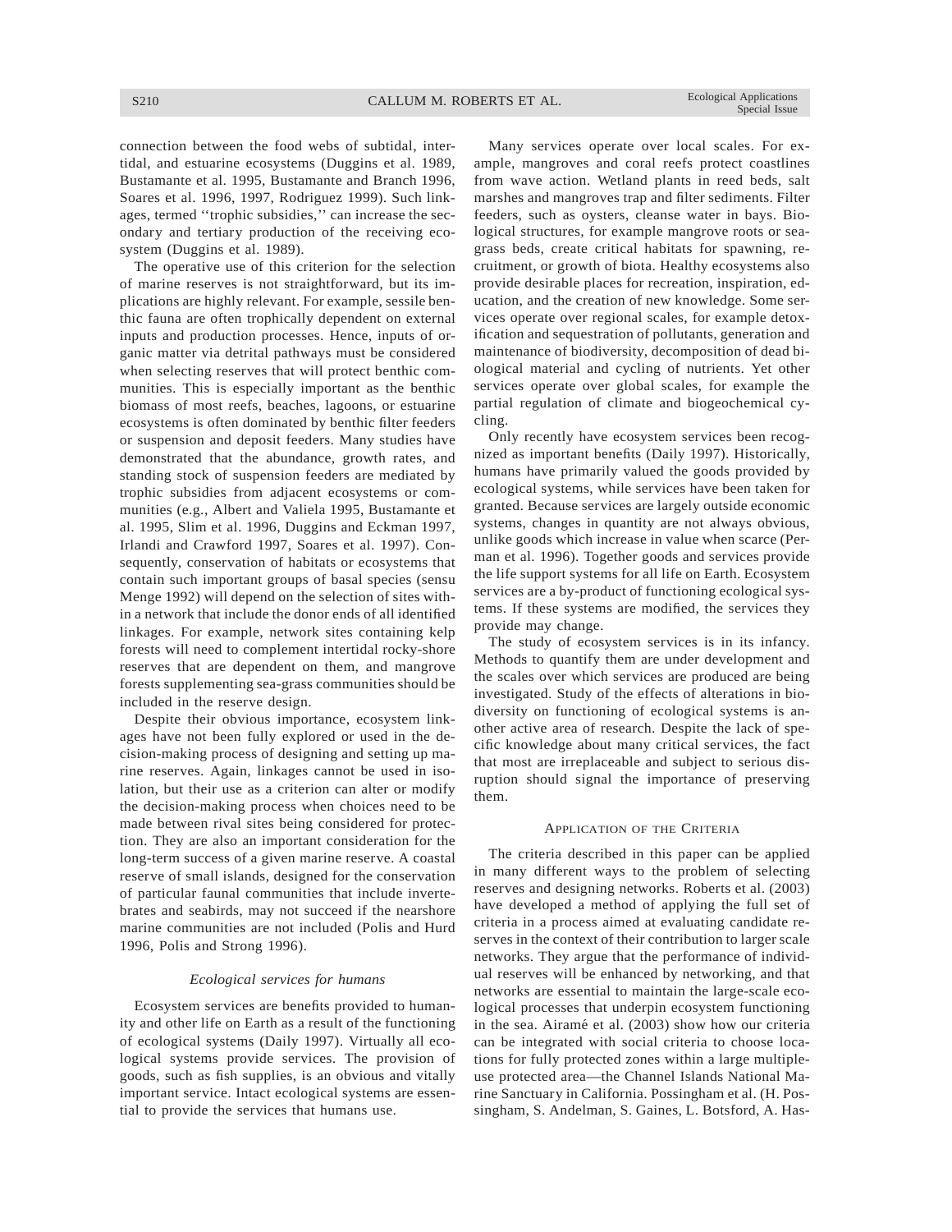connection between the food webs of subtidal, intertidal, and estuarine ecosystems (Duggins et al. 1989, Bustamante et al. 1995, Bustamante and Branch 1996, Soares et al. 1996, 1997, Rodriguez 1999). Such linkages, termed ''trophic subsidies,'' can increase the secondary and tertiary production of the receiving ecosystem (Duggins et al. 1989).

The operative use of this criterion for the selection of marine reserves is not straightforward, but its implications are highly relevant. For example, sessile benthic fauna are often trophically dependent on external inputs and production processes. Hence, inputs of organic matter via detrital pathways must be considered when selecting reserves that will protect benthic communities. This is especially important as the benthic biomass of most reefs, beaches, lagoons, or estuarine ecosystems is often dominated by benthic filter feeders or suspension and deposit feeders. Many studies have demonstrated that the abundance, growth rates, and standing stock of suspension feeders are mediated by trophic subsidies from adjacent ecosystems or communities (e.g., Albert and Valiela 1995, Bustamante et al. 1995, Slim et al. 1996, Duggins and Eckman 1997, Irlandi and Crawford 1997, Soares et al. 1997). Consequently, conservation of habitats or ecosystems that contain such important groups of basal species (sensu Menge 1992) will depend on the selection of sites within a network that include the donor ends of all identified linkages. For example, network sites containing kelp forests will need to complement intertidal rocky-shore reserves that are dependent on them, and mangrove forests supplementing sea-grass communities should be included in the reserve design.

Despite their obvious importance, ecosystem linkages have not been fully explored or used in the decision-making process of designing and setting up marine reserves. Again, linkages cannot be used in isolation, but their use as a criterion can alter or modify the decision-making process when choices need to be made between rival sites being considered for protection. They are also an important consideration for the long-term success of a given marine reserve. A coastal reserve of small islands, designed for the conservation of particular faunal communities that include invertebrates and seabirds, may not succeed if the nearshore marine communities are not included (Polis and Hurd 1996, Polis and Strong 1996).

### *Ecological services for humans*

Ecosystem services are benefits provided to humanity and other life on Earth as a result of the functioning of ecological systems (Daily 1997). Virtually all ecological systems provide services. The provision of goods, such as fish supplies, is an obvious and vitally important service. Intact ecological systems are essential to provide the services that humans use.

Many services operate over local scales. For example, mangroves and coral reefs protect coastlines from wave action. Wetland plants in reed beds, salt marshes and mangroves trap and filter sediments. Filter feeders, such as oysters, cleanse water in bays. Biological structures, for example mangrove roots or seagrass beds, create critical habitats for spawning, recruitment, or growth of biota. Healthy ecosystems also provide desirable places for recreation, inspiration, education, and the creation of new knowledge. Some services operate over regional scales, for example detoxification and sequestration of pollutants, generation and maintenance of biodiversity, decomposition of dead biological material and cycling of nutrients. Yet other services operate over global scales, for example the partial regulation of climate and biogeochemical cycling.

Only recently have ecosystem services been recognized as important benefits (Daily 1997). Historically, humans have primarily valued the goods provided by ecological systems, while services have been taken for granted. Because services are largely outside economic systems, changes in quantity are not always obvious, unlike goods which increase in value when scarce (Perman et al. 1996). Together goods and services provide the life support systems for all life on Earth. Ecosystem services are a by-product of functioning ecological systems. If these systems are modified, the services they provide may change.

The study of ecosystem services is in its infancy. Methods to quantify them are under development and the scales over which services are produced are being investigated. Study of the effects of alterations in biodiversity on functioning of ecological systems is another active area of research. Despite the lack of specific knowledge about many critical services, the fact that most are irreplaceable and subject to serious disruption should signal the importance of preserving them.

## Application of the Criteria

The criteria described in this paper can be applied in many different ways to the problem of selecting reserves and designing networks. Roberts et al. (2003) have developed a method of applying the full set of criteria in a process aimed at evaluating candidate reserves in the context of their contribution to larger scale networks. They argue that the performance of individual reserves will be enhanced by networking, and that networks are essential to maintain the large-scale ecological processes that underpin ecosystem functioning in the sea. Airamé et al. (2003) show how our criteria can be integrated with social criteria to choose locations for fully protected zones within a large multiple-use protected area—the Channel Islands National Marine Sanctuary in California. Possingham et al. (H. Possingham, S. Andelman, S. Gaines, L. Botsford, A. Has-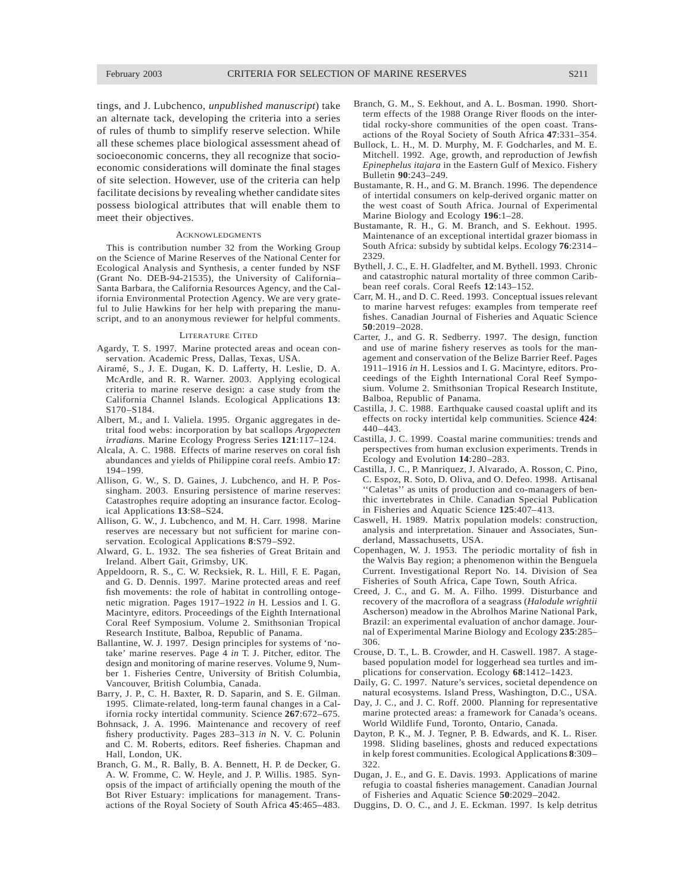tings, and J. Lubchenco, *unpublished manuscript*) take an alternate tack, developing the criteria into a series of rules of thumb to simplify reserve selection. While all these schemes place biological assessment ahead of socioeconomic concerns, they all recognize that socioeconomic considerations will dominate the final stages of site selection. However, use of the criteria can help facilitate decisions by revealing whether candidate sites possess biological attributes that will enable them to meet their objectives.

## Acknowledgments

This is contribution number 32 from the Working Group on the Science of Marine Reserves of the National Center for Ecological Analysis and Synthesis, a center funded by NSF (Grant No. DEB-94-21535), the University of California–Santa Barbara, the California Resources Agency, and the California Environmental Protection Agency. We are very grateful to Julie Hawkins for her help with preparing the manuscript, and to an anonymous reviewer for helpful comments.

## Literature Cited

Agardy, T. S. 1997. Marine protected areas and ocean conservation. Academic Press, Dallas, Texas, USA.

Airamé, S., J. E. Dugan, K. D. Lafferty, H. Leslie, D. A. McArdle, and R. R. Warner. 2003. Applying ecological criteria to marine reserve design: a case study from the California Channel Islands. Ecological Applications **13**: S170–S184.

Albert, M., and I. Valiela. 1995. Organic aggregates in detrital food webs: incorporation by bat scallops *Argopecten irradians*. Marine Ecology Progress Series **121**:117–124.

Alcala, A. C. 1988. Effects of marine reserves on coral fish abundances and yields of Philippine coral reefs. Ambio **17**: 194–199.

Allison, G. W., S. D. Gaines, J. Lubchenco, and H. P. Possingham. 2003. Ensuring persistence of marine reserves: Catastrophes require adopting an insurance factor. Ecological Applications **13**:S8–S24.

Allison, G. W., J. Lubchenco, and M. H. Carr. 1998. Marine reserves are necessary but not sufficient for marine conservation. Ecological Applications **8**:S79–S92.

Alward, G. L. 1932. The sea fisheries of Great Britain and Ireland. Albert Gait, Grimsby, UK.

Appeldoorn, R. S., C. W. Recksiek, R. L. Hill, F. E. Pagan, and G. D. Dennis. 1997. Marine protected areas and reef fish movements: the role of habitat in controlling ontogenetic migration. Pages 1917–1922 *in* H. Lessios and I. G. Macintyre, editors. Proceedings of the Eighth International Coral Reef Symposium. Volume 2. Smithsonian Tropical Research Institute, Balboa, Republic of Panama.

Ballantine, W. J. 1997. Design principles for systems of 'no-take' marine reserves. Page 4 *in* T. J. Pitcher, editor. The design and monitoring of marine reserves. Volume 9, Number 1. Fisheries Centre, University of British Columbia, Vancouver, British Columbia, Canada.

Barry, J. P., C. H. Baxter, R. D. Saparin, and S. E. Gilman. 1995. Climate-related, long-term faunal changes in a California rocky intertidal community. Science **267**:672–675.

Bohnsack, J. A. 1996. Maintenance and recovery of reef fishery productivity. Pages 283–313 *in* N. V. C. Polunin and C. M. Roberts, editors. Reef fisheries. Chapman and Hall, London, UK.

Branch, G. M., R. Bally, B. A. Bennett, H. P. de Decker, G. A. W. Fromme, C. W. Heyle, and J. P. Willis. 1985. Synopsis of the impact of artificially opening the mouth of the Bot River Estuary: implications for management. Transactions of the Royal Society of South Africa **45**:465–483.

Branch, G. M., S. Eekhout, and A. L. Bosman. 1990. Short-term effects of the 1988 Orange River floods on the intertidal rocky-shore communities of the open coast. Transactions of the Royal Society of South Africa **47**:331–354.

Bullock, L. H., M. D. Murphy, M. F. Godcharles, and M. E. Mitchell. 1992. Age, growth, and reproduction of Jewfish *Epinephelus itajara* in the Eastern Gulf of Mexico. Fishery Bulletin **90**:243–249.

Bustamante, R. H., and G. M. Branch. 1996. The dependence of intertidal consumers on kelp-derived organic matter on the west coast of South Africa. Journal of Experimental Marine Biology and Ecology **196**:1–28.

Bustamante, R. H., G. M. Branch, and S. Eekhout. 1995. Maintenance of an exceptional intertidal grazer biomass in South Africa: subsidy by subtidal kelps. Ecology **76**:2314–2329.

Bythell, J. C., E. H. Gladfelter, and M. Bythell. 1993. Chronic and catastrophic natural mortality of three common Caribbean reef corals. Coral Reefs **12**:143–152.

Carr, M. H., and D. C. Reed. 1993. Conceptual issues relevant to marine harvest refuges: examples from temperate reef fishes. Canadian Journal of Fisheries and Aquatic Science **50**:2019–2028.

Carter, J., and G. R. Sedberry. 1997. The design, function and use of marine fishery reserves as tools for the management and conservation of the Belize Barrier Reef. Pages 1911–1916 *in* H. Lessios and I. G. Macintyre, editors. Proceedings of the Eighth International Coral Reef Symposium. Volume 2. Smithsonian Tropical Research Institute, Balboa, Republic of Panama.

Castilla, J. C. 1988. Earthquake caused coastal uplift and its effects on rocky intertidal kelp communities. Science **424**: 440–443.

Castilla, J. C. 1999. Coastal marine communities: trends and perspectives from human exclusion experiments. Trends in Ecology and Evolution **14**:280–283.

Castilla, J. C., P. Manriquez, J. Alvarado, A. Rosson, C. Pino, C. Espoz, R. Soto, D. Oliva, and O. Defeo. 1998. Artisanal ''Caletas'' as units of production and co-managers of benthic invertebrates in Chile. Canadian Special Publication in Fisheries and Aquatic Science **125**:407–413.

Caswell, H. 1989. Matrix population models: construction, analysis and interpretation. Sinauer and Associates, Sunderland, Massachusetts, USA.

Copenhagen, W. J. 1953. The periodic mortality of fish in the Walvis Bay region; a phenomenon within the Benguela Current. Investigational Report No. 14. Division of Sea Fisheries of South Africa, Cape Town, South Africa.

Creed, J. C., and G. M. A. Filho. 1999. Disturbance and recovery of the macroflora of a seagrass (*Halodule wrightii* Ascherson) meadow in the Abrolhos Marine National Park, Brazil: an experimental evaluation of anchor damage. Journal of Experimental Marine Biology and Ecology **235**:285–306.

Crouse, D. T., L. B. Crowder, and H. Caswell. 1987. A stage-based population model for loggerhead sea turtles and implications for conservation. Ecology **68**:1412–1423.

Daily, G. C. 1997. Nature's services, societal dependence on natural ecosystems. Island Press, Washington, D.C., USA.

Day, J. C., and J. C. Roff. 2000. Planning for representative marine protected areas: a framework for Canada's oceans. World Wildlife Fund, Toronto, Ontario, Canada.

Dayton, P. K., M. J. Tegner, P. B. Edwards, and K. L. Riser. 1998. Sliding baselines, ghosts and reduced expectations in kelp forest communities. Ecological Applications **8**:309–322.

Dugan, J. E., and G. E. Davis. 1993. Applications of marine refugia to coastal fisheries management. Canadian Journal of Fisheries and Aquatic Science **50**:2029–2042.

Duggins, D. O. C., and J. E. Eckman. 1997. Is kelp detritus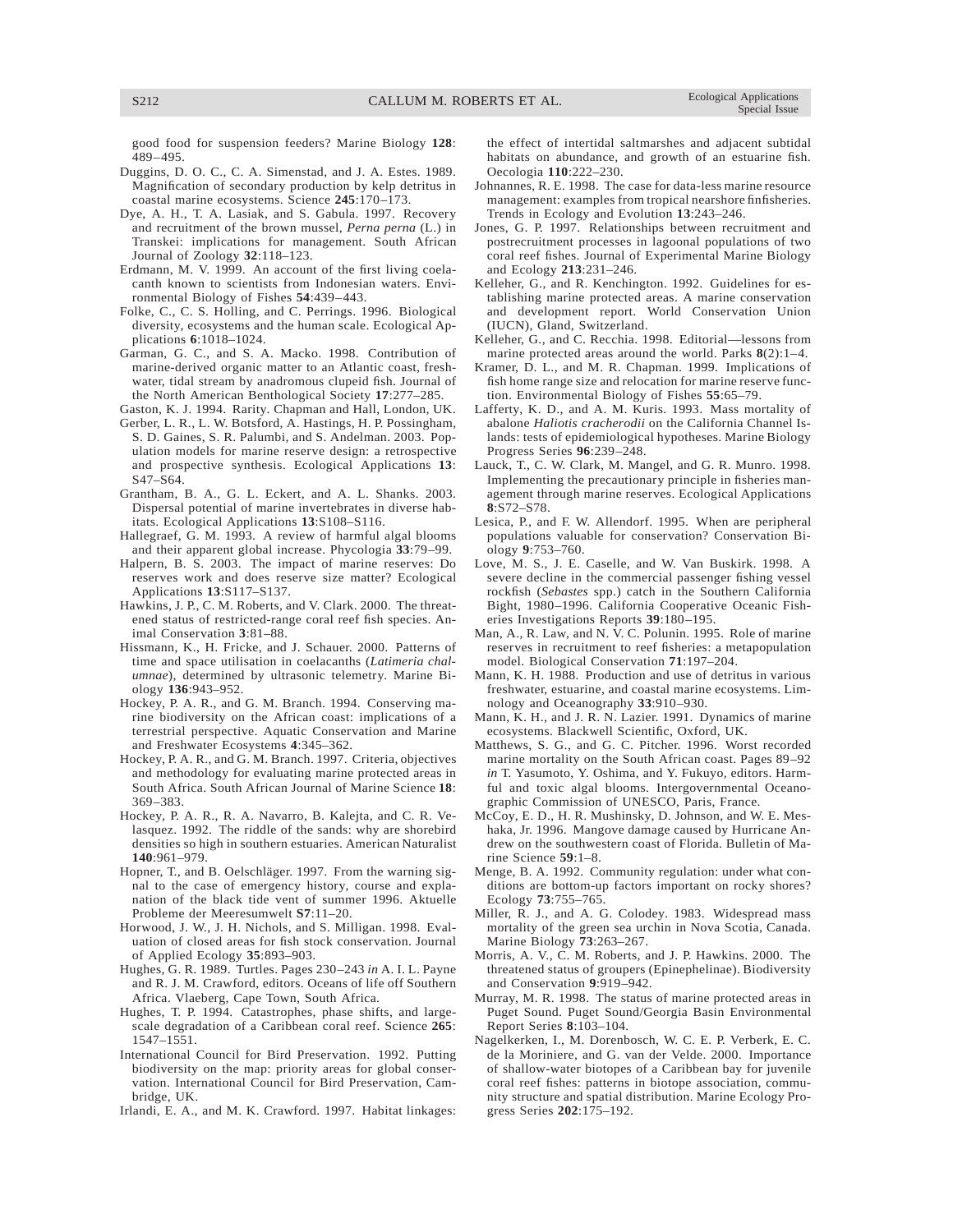good food for suspension feeders? Marine Biology **128**: 489–495.

Duggins, D. O. C., C. A. Simenstad, and J. A. Estes. 1989. Magnification of secondary production by kelp detritus in coastal marine ecosystems. Science **245**:170–173.

Dye, A. H., T. A. Lasiak, and S. Gabula. 1997. Recovery and recruitment of the brown mussel, *Perna perna* (L.) in Transkei: implications for management. South African Journal of Zoology **32**:118–123.

Erdmann, M. V. 1999. An account of the first living coelacanth known to scientists from Indonesian waters. Environmental Biology of Fishes **54**:439–443.

Folke, C., C. S. Holling, and C. Perrings. 1996. Biological diversity, ecosystems and the human scale. Ecological Applications **6**:1018–1024.

Garman, G. C., and S. A. Macko. 1998. Contribution of marine-derived organic matter to an Atlantic coast, freshwater, tidal stream by anadromous clupeid fish. Journal of the North American Benthological Society **17**:277–285.

Gaston, K. J. 1994. Rarity. Chapman and Hall, London, UK.

Gerber, L. R., L. W. Botsford, A. Hastings, H. P. Possingham, S. D. Gaines, S. R. Palumbi, and S. Andelman. 2003. Population models for marine reserve design: a retrospective and prospective synthesis. Ecological Applications **13**: S47–S64.

Grantham, B. A., G. L. Eckert, and A. L. Shanks. 2003. Dispersal potential of marine invertebrates in diverse habitats. Ecological Applications **13**:S108–S116.

Hallegraef, G. M. 1993. A review of harmful algal blooms and their apparent global increase. Phycologia **33**:79–99.

Halpern, B. S. 2003. The impact of marine reserves: Do reserves work and does reserve size matter? Ecological Applications **13**:S117–S137.

Hawkins, J. P., C. M. Roberts, and V. Clark. 2000. The threatened status of restricted-range coral reef fish species. Animal Conservation **3**:81–88.

Hissmann, K., H. Fricke, and J. Schauer. 2000. Patterns of time and space utilisation in coelacanths (*Latimeria chalumnae*), determined by ultrasonic telemetry. Marine Biology **136**:943–952.

Hockey, P. A. R., and G. M. Branch. 1994. Conserving marine biodiversity on the African coast: implications of a terrestrial perspective. Aquatic Conservation and Marine and Freshwater Ecosystems **4**:345–362.

Hockey, P. A. R., and G. M. Branch. 1997. Criteria, objectives and methodology for evaluating marine protected areas in South Africa. South African Journal of Marine Science **18**: 369–383.

Hockey, P. A. R., R. A. Navarro, B. Kalejta, and C. R. Velasquez. 1992. The riddle of the sands: why are shorebird densities so high in southern estuaries. American Naturalist **140**:961–979.

Hopner, T., and B. Oelschläger. 1997. From the warning signal to the case of emergency history, course and explanation of the black tide vent of summer 1996. Aktuelle Probleme der Meeresumwelt **S7**:11–20.

Horwood, J. W., J. H. Nichols, and S. Milligan. 1998. Evaluation of closed areas for fish stock conservation. Journal of Applied Ecology **35**:893–903.

Hughes, G. R. 1989. Turtles. Pages 230–243 *in* A. I. L. Payne and R. J. M. Crawford, editors. Oceans of life off Southern Africa. Vlaeberg, Cape Town, South Africa.

Hughes, T. P. 1994. Catastrophes, phase shifts, and large-scale degradation of a Caribbean coral reef. Science **265**: 1547–1551.

International Council for Bird Preservation. 1992. Putting biodiversity on the map: priority areas for global conservation. International Council for Bird Preservation, Cambridge, UK.

Irlandi, E. A., and M. K. Crawford. 1997. Habitat linkages: the effect of intertidal saltmarshes and adjacent subtidal habitats on abundance, and growth of an estuarine fish. Oecologia **110**:222–230.

Johnannes, R. E. 1998. The case for data-less marine resource management: examples from tropical nearshore finfisheries. Trends in Ecology and Evolution **13**:243–246.

Jones, G. P. 1997. Relationships between recruitment and postrecruitment processes in lagoonal populations of two coral reef fishes. Journal of Experimental Marine Biology and Ecology **213**:231–246.

Kelleher, G., and R. Kenchington. 1992. Guidelines for establishing marine protected areas. A marine conservation and development report. World Conservation Union (IUCN), Gland, Switzerland.

Kelleher, G., and C. Recchia. 1998. Editorial—lessons from marine protected areas around the world. Parks **8**(2):1–4.

Kramer, D. L., and M. R. Chapman. 1999. Implications of fish home range size and relocation for marine reserve function. Environmental Biology of Fishes **55**:65–79.

Lafferty, K. D., and A. M. Kuris. 1993. Mass mortality of abalone *Haliotis cracherodii* on the California Channel Islands: tests of epidemiological hypotheses. Marine Biology Progress Series **96**:239–248.

Lauck, T., C. W. Clark, M. Mangel, and G. R. Munro. 1998. Implementing the precautionary principle in fisheries management through marine reserves. Ecological Applications **8**:S72–S78.

Lesica, P., and F. W. Allendorf. 1995. When are peripheral populations valuable for conservation? Conservation Biology **9**:753–760.

Love, M. S., J. E. Caselle, and W. Van Buskirk. 1998. A severe decline in the commercial passenger fishing vessel rockfish (*Sebastes* spp.) catch in the Southern California Bight, 1980–1996. California Cooperative Oceanic Fisheries Investigations Reports **39**:180–195.

Man, A., R. Law, and N. V. C. Polunin. 1995. Role of marine reserves in recruitment to reef fisheries: a metapopulation model. Biological Conservation **71**:197–204.

Mann, K. H. 1988. Production and use of detritus in various freshwater, estuarine, and coastal marine ecosystems. Limnology and Oceanography **33**:910–930.

Mann, K. H., and J. R. N. Lazier. 1991. Dynamics of marine ecosystems. Blackwell Scientific, Oxford, UK.

Matthews, S. G., and G. C. Pitcher. 1996. Worst recorded marine mortality on the South African coast. Pages 89–92 *in* T. Yasumoto, Y. Oshima, and Y. Fukuyo, editors. Harmful and toxic algal blooms. Intergovernmental Oceanographic Commission of UNESCO, Paris, France.

McCoy, E. D., H. R. Mushinsky, D. Johnson, and W. E. Meshaka, Jr. 1996. Mangove damage caused by Hurricane Andrew on the southwestern coast of Florida. Bulletin of Marine Science **59**:1–8.

Menge, B. A. 1992. Community regulation: under what conditions are bottom-up factors important on rocky shores? Ecology **73**:755–765.

Miller, R. J., and A. G. Colodey. 1983. Widespread mass mortality of the green sea urchin in Nova Scotia, Canada. Marine Biology **73**:263–267.

Morris, A. V., C. M. Roberts, and J. P. Hawkins. 2000. The threatened status of groupers (Epinephelinae). Biodiversity and Conservation **9**:919–942.

Murray, M. R. 1998. The status of marine protected areas in Puget Sound. Puget Sound/Georgia Basin Environmental Report Series **8**:103–104.

Nagelkerken, I., M. Dorenbosch, W. C. E. P. Verberk, E. C. de la Moriniere, and G. van der Velde. 2000. Importance of shallow-water biotopes of a Caribbean bay for juvenile coral reef fishes: patterns in biotope association, community structure and spatial distribution. Marine Ecology Progress Series **202**:175–192.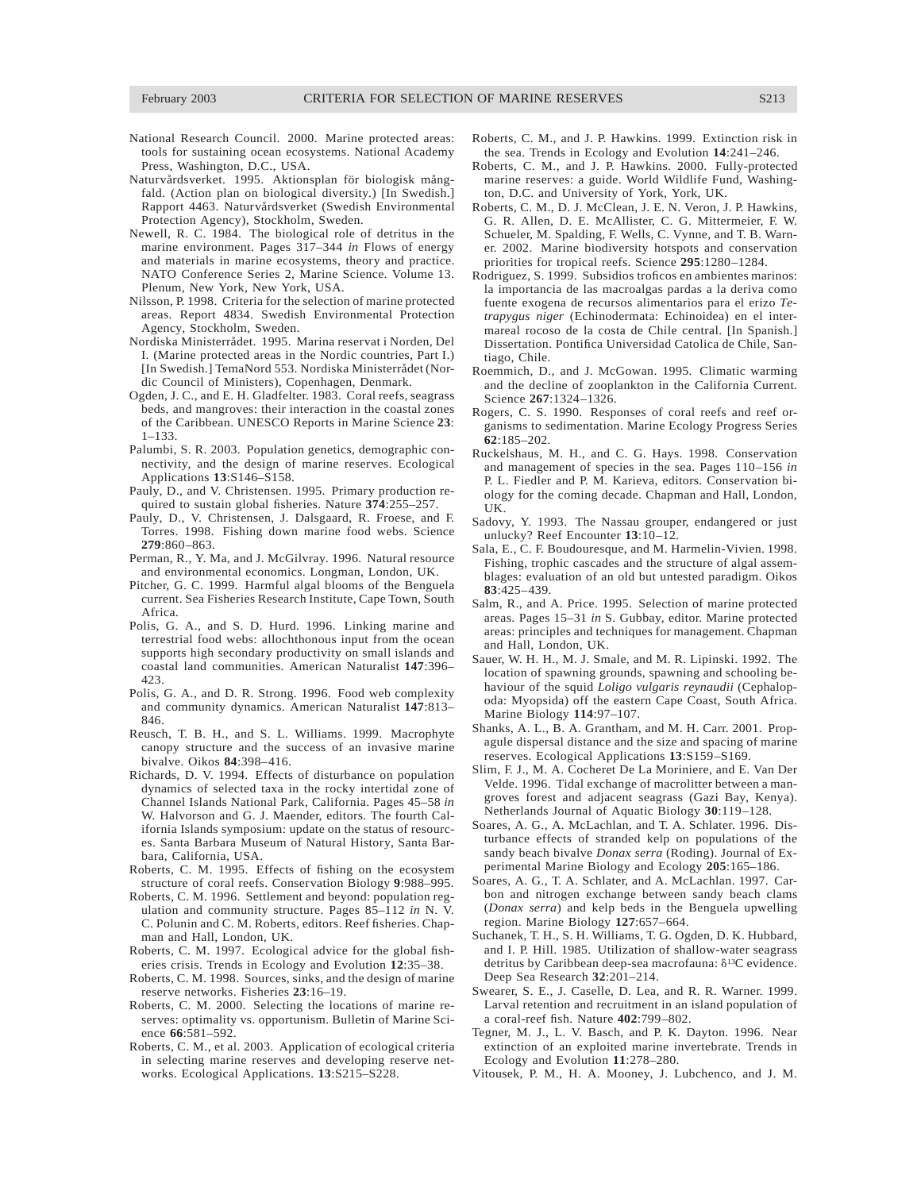National Research Council. 2000. Marine protected areas: tools for sustaining ocean ecosystems. National Academy Press, Washington, D.C., USA.

Naturvårdsverket. 1995. Aktionsplan för biologisk mångfald. (Action plan on biological diversity.) [In Swedish.] Rapport 4463. Naturvårdsverket (Swedish Environmental Protection Agency), Stockholm, Sweden.

Newell, R. C. 1984. The biological role of detritus in the marine environment. Pages 317–344 *in* Flows of energy and materials in marine ecosystems, theory and practice. NATO Conference Series 2, Marine Science. Volume 13. Plenum, New York, New York, USA.

Nilsson, P. 1998. Criteria for the selection of marine protected areas. Report 4834. Swedish Environmental Protection Agency, Stockholm, Sweden.

Nordiska Ministerrådet. 1995. Marina reservat i Norden, Del I. (Marine protected areas in the Nordic countries, Part I.) [In Swedish.] TemaNord 553. Nordiska Ministerrådet (Nordic Council of Ministers), Copenhagen, Denmark.

Ogden, J. C., and E. H. Gladfelter. 1983. Coral reefs, seagrass beds, and mangroves: their interaction in the coastal zones of the Caribbean. UNESCO Reports in Marine Science **23**: 1–133.

Palumbi, S. R. 2003. Population genetics, demographic connectivity, and the design of marine reserves. Ecological Applications **13**:S146–S158.

Pauly, D., and V. Christensen. 1995. Primary production required to sustain global fisheries. Nature **374**:255–257.

Pauly, D., V. Christensen, J. Dalsgaard, R. Froese, and F. Torres. 1998. Fishing down marine food webs. Science **279**:860–863.

Perman, R., Y. Ma, and J. McGilvray. 1996. Natural resource and environmental economics. Longman, London, UK.

Pitcher, G. C. 1999. Harmful algal blooms of the Benguela current. Sea Fisheries Research Institute, Cape Town, South Africa.

Polis, G. A., and S. D. Hurd. 1996. Linking marine and terrestrial food webs: allochthonous input from the ocean supports high secondary productivity on small islands and coastal land communities. American Naturalist **147**:396–423.

Polis, G. A., and D. R. Strong. 1996. Food web complexity and community dynamics. American Naturalist **147**:813–846.

Reusch, T. B. H., and S. L. Williams. 1999. Macrophyte canopy structure and the success of an invasive marine bivalve. Oikos **84**:398–416.

Richards, D. V. 1994. Effects of disturbance on population dynamics of selected taxa in the rocky intertidal zone of Channel Islands National Park, California. Pages 45–58 *in* W. Halvorson and G. J. Maender, editors. The fourth California Islands symposium: update on the status of resources. Santa Barbara Museum of Natural History, Santa Barbara, California, USA.

Roberts, C. M. 1995. Effects of fishing on the ecosystem structure of coral reefs. Conservation Biology **9**:988–995.

Roberts, C. M. 1996. Settlement and beyond: population regulation and community structure. Pages 85–112 *in* N. V. C. Polunin and C. M. Roberts, editors. Reef fisheries. Chapman and Hall, London, UK.

Roberts, C. M. 1997. Ecological advice for the global fisheries crisis. Trends in Ecology and Evolution **12**:35–38.

Roberts, C. M. 1998. Sources, sinks, and the design of marine reserve networks. Fisheries **23**:16–19.

Roberts, C. M. 2000. Selecting the locations of marine reserves: optimality vs. opportunism. Bulletin of Marine Science **66**:581–592.

Roberts, C. M., et al. 2003. Application of ecological criteria in selecting marine reserves and developing reserve networks. Ecological Applications. **13**:S215–S228.

Roberts, C. M., and J. P. Hawkins. 1999. Extinction risk in the sea. Trends in Ecology and Evolution **14**:241–246.

Roberts, C. M., and J. P. Hawkins. 2000. Fully-protected marine reserves: a guide. World Wildlife Fund, Washington, D.C. and University of York, York, UK.

Roberts, C. M., D. J. McClean, J. E. N. Veron, J. P. Hawkins, G. R. Allen, D. E. McAllister, C. G. Mittermeier, F. W. Schueler, M. Spalding, F. Wells, C. Vynne, and T. B. Warner. 2002. Marine biodiversity hotspots and conservation priorities for tropical reefs. Science **295**:1280–1284.

Rodriguez, S. 1999. Subsidios troficos en ambientes marinos: la importancia de las macroalgas pardas a la deriva como fuente exogena de recursos alimentarios para el erizo *Tetrapygus niger* (Echinodermata: Echinoidea) en el intermareal rocoso de la costa de Chile central. [In Spanish.] Dissertation. Pontifica Universidad Catolica de Chile, Santiago, Chile.

Roemmich, D., and J. McGowan. 1995. Climatic warming and the decline of zooplankton in the California Current. Science **267**:1324–1326.

Rogers, C. S. 1990. Responses of coral reefs and reef organisms to sedimentation. Marine Ecology Progress Series **62**:185–202.

Ruckelshaus, M. H., and C. G. Hays. 1998. Conservation and management of species in the sea. Pages 110–156 *in* P. L. Fiedler and P. M. Karieva, editors. Conservation biology for the coming decade. Chapman and Hall, London, UK.

Sadovy, Y. 1993. The Nassau grouper, endangered or just unlucky? Reef Encounter **13**:10–12.

Sala, E., C. F. Boudouresque, and M. Harmelin-Vivien. 1998. Fishing, trophic cascades and the structure of algal assemblages: evaluation of an old but untested paradigm. Oikos **83**:425–439.

Salm, R., and A. Price. 1995. Selection of marine protected areas. Pages 15–31 *in* S. Gubbay, editor. Marine protected areas: principles and techniques for management. Chapman and Hall, London, UK.

Sauer, W. H. H., M. J. Smale, and M. R. Lipinski. 1992. The location of spawning grounds, spawning and schooling behaviour of the squid *Loligo vulgaris reynaudii* (Cephalopoda: Myopsida) off the eastern Cape Coast, South Africa. Marine Biology **114**:97–107.

Shanks, A. L., B. A. Grantham, and M. H. Carr. 2001. Propagule dispersal distance and the size and spacing of marine reserves. Ecological Applications **13**:S159–S169.

Slim, F. J., M. A. Cocheret De La Moriniere, and E. Van Der Velde. 1996. Tidal exchange of macrolitter between a mangroves forest and adjacent seagrass (Gazi Bay, Kenya). Netherlands Journal of Aquatic Biology **30**:119–128.

Soares, A. G., A. McLachlan, and T. A. Schlater. 1996. Disturbance effects of stranded kelp on populations of the sandy beach bivalve *Donax serra* (Roding). Journal of Experimental Marine Biology and Ecology **205**:165–186.

Soares, A. G., T. A. Schlater, and A. McLachlan. 1997. Carbon and nitrogen exchange between sandy beach clams (*Donax serra*) and kelp beds in the Benguela upwelling region. Marine Biology **127**:657–664.

Suchanek, T. H., S. H. Williams, T. G. Ogden, D. K. Hubbard, and I. P. Hill. 1985. Utilization of shallow-water seagrass detritus by Caribbean deep-sea macrofauna: $\delta^{13}C$ evidence. Deep Sea Research **32**:201–214.

Swearer, S. E., J. Caselle, D. Lea, and R. R. Warner. 1999. Larval retention and recruitment in an island population of a coral-reef fish. Nature **402**:799–802.

Tegner, M. J., L. V. Basch, and P. K. Dayton. 1996. Near extinction of an exploited marine invertebrate. Trends in Ecology and Evolution **11**:278–280.

Vitousek, P. M., H. A. Mooney, J. Lubchenco, and J. M.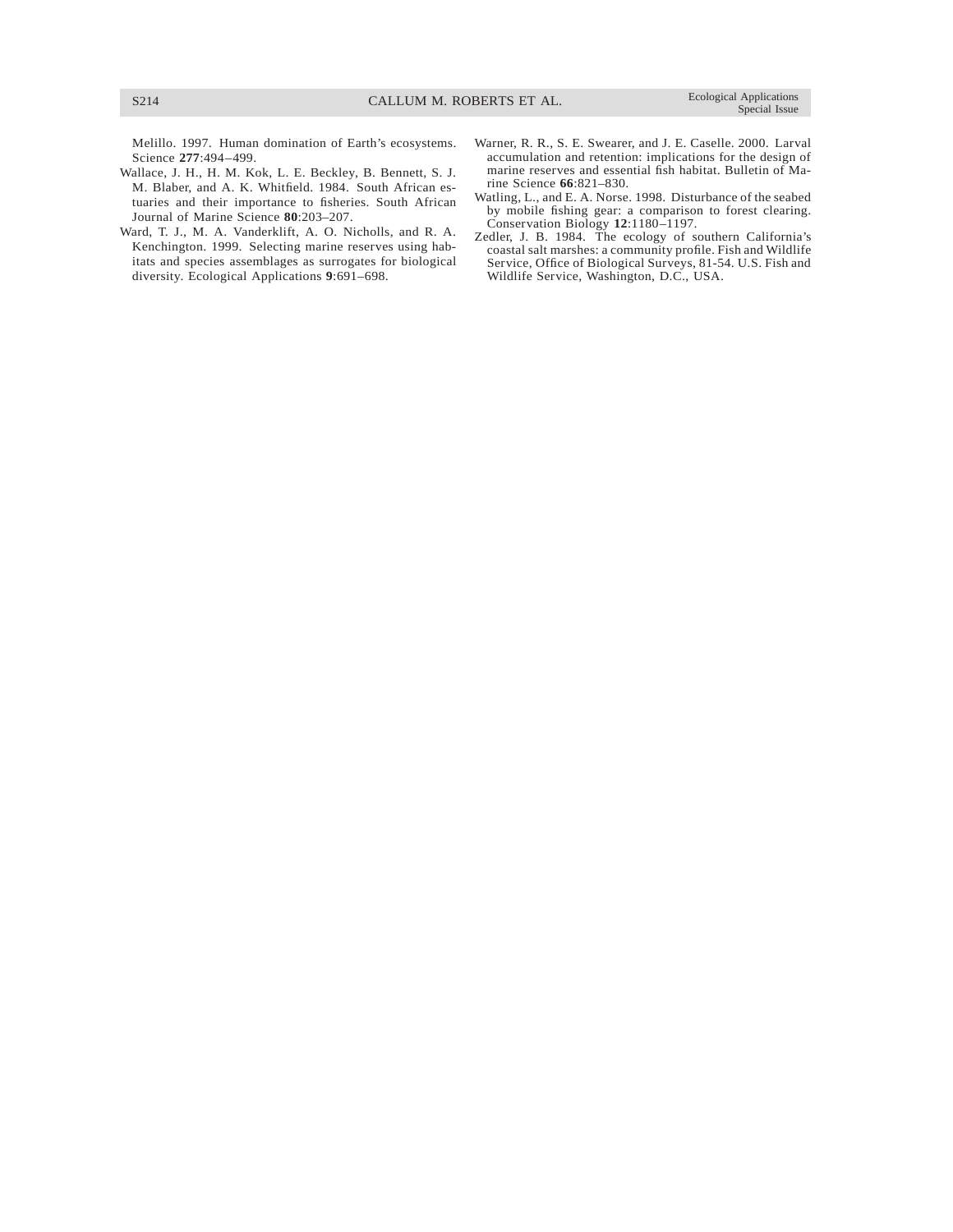Melillo. 1997. Human domination of Earth's ecosystems. Science **277**:494–499.

Wallace, J. H., H. M. Kok, L. E. Beckley, B. Bennett, S. J. M. Blaber, and A. K. Whitfield. 1984. South African estuaries and their importance to fisheries. South African Journal of Marine Science **80**:203–207.

Ward, T. J., M. A. Vanderklift, A. O. Nicholls, and R. A. Kenchington. 1999. Selecting marine reserves using habitats and species assemblages as surrogates for biological diversity. Ecological Applications **9**:691–698.

Warner, R. R., S. E. Swearer, and J. E. Caselle. 2000. Larval accumulation and retention: implications for the design of marine reserves and essential fish habitat. Bulletin of Marine Science **66**:821–830.

Watling, L., and E. A. Norse. 1998. Disturbance of the seabed by mobile fishing gear: a comparison to forest clearing. Conservation Biology **12**:1180–1197.

Zedler, J. B. 1984. The ecology of southern California's coastal salt marshes: a community profile. Fish and Wildlife Service, Office of Biological Surveys, 81-54. U.S. Fish and Wildlife Service, Washington, D.C., USA.